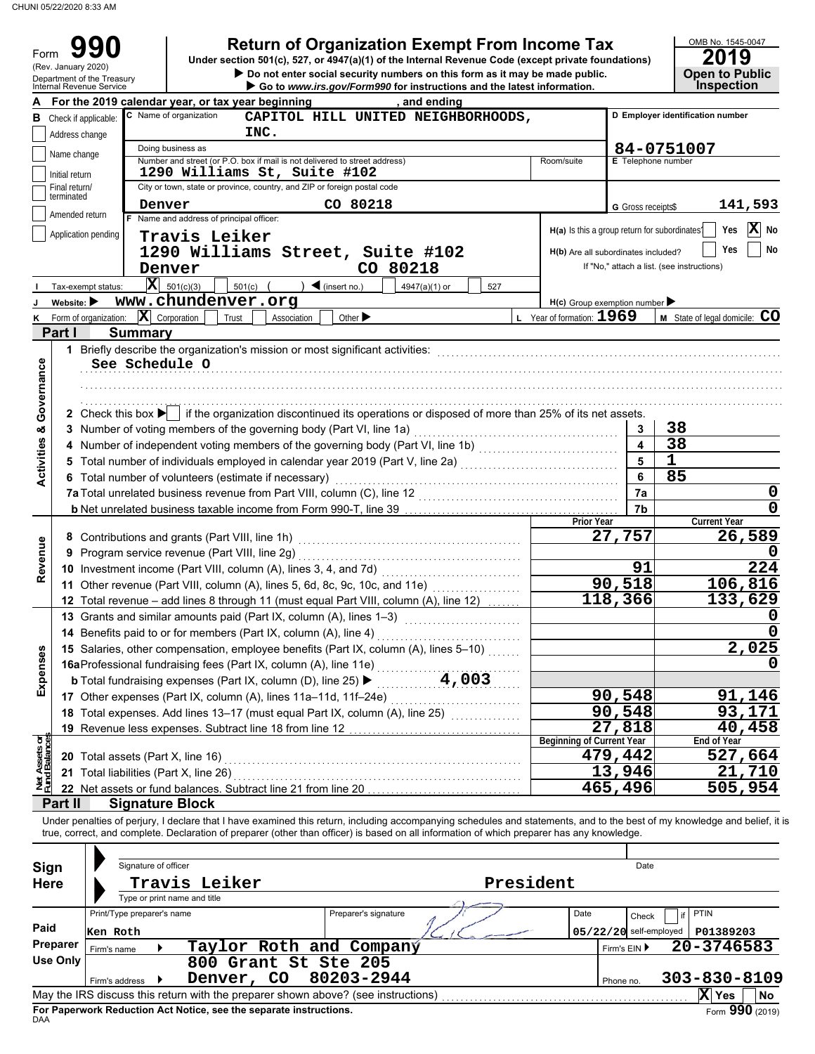CHUNI 05/22/2020 8:33 AM

# Form 990 — Return of Organization Exempt From Income Tax

(Rev. January 2020)
Department of the Treasury
Internal Revenue Service

Under section 501(c), 527, or 4947(a)(1) of the Internal Revenue Code (except private foundations)

▶ Do not enter social security numbers on this form as it may be made public.

▶ Go to *www.irs.gov/Form990* for instructions and the latest information.

OMB No. 1545-0047

**2019**

**Open to Public Inspection**

**A** For the 2019 calendar year, or tax year beginning , and ending

**B** Check if applicable:
- Address change
- Name change
- Initial return
- Final return/terminated
- Amended return
- Application pending

**C** Name of organization: CAPITOL HILL UNITED NEIGHBORHOODS, INC.

Doing business as

Number and street (or P.O. box if mail is not delivered to street address): 1290 Williams St, Suite #102

Room/suite

City or town, state or province, country, and ZIP or foreign postal code: Denver CO 80218

**D** Employer identification number: 84-0751007

**E** Telephone number

**G** Gross receipts$ 141,593

**F** Name and address of principal officer:
Travis Leiker
1290 Williams Street, Suite #102
Denver CO 80218

**H(a)** Is this a group return for subordinates? Yes [ ] No [X]

**H(b)** Are all subordinates included? Yes [ ] No [ ]
If "No," attach a list. (see instructions)

**I** Tax-exempt status: [X] 501(c)(3) [ ] 501(c) ( ) ◀ (insert no.) [ ] 4947(a)(1) or [ ] 527

**J** Website: ▶ www.chundenver.org

**H(c)** Group exemption number ▶

**K** Form of organization: [X] Corporation [ ] Trust [ ] Association [ ] Other ▶

**L** Year of formation: 1969

**M** State of legal domicile: CO

## Part I Summary

**Activities & Governance**

1 Briefly describe the organization's mission or most significant activities:
See Schedule O

2 Check this box ▶ [ ] if the organization discontinued its operations or disposed of more than 25% of its net assets.

| | | Line | Value |
|---|---|---|---|
| 3 | Number of voting members of the governing body (Part VI, line 1a) | 3 | 38 |
| 4 | Number of independent voting members of the governing body (Part VI, line 1b) | 4 | 38 |
| 5 | Total number of individuals employed in calendar year 2019 (Part V, line 2a) | 5 | 1 |
| 6 | Total number of volunteers (estimate if necessary) | 6 | 85 |
| 7a | Total unrelated business revenue from Part VIII, column (C), line 12 | 7a | 0 |
| b | Net unrelated business taxable income from Form 990-T, line 39 | 7b | 0 |

| | | Prior Year | Current Year |
|---|---|---|---|
| **Revenue** | | | |
| 8 | Contributions and grants (Part VIII, line 1h) | 27,757 | 26,589 |
| 9 | Program service revenue (Part VIII, line 2g) | | 0 |
| 10 | Investment income (Part VIII, column (A), lines 3, 4, and 7d) | 91 | 224 |
| 11 | Other revenue (Part VIII, column (A), lines 5, 6d, 8c, 9c, 10c, and 11e) | 90,518 | 106,816 |
| 12 | Total revenue – add lines 8 through 11 (must equal Part VIII, column (A), line 12) | 118,366 | 133,629 |
| **Expenses** | | | |
| 13 | Grants and similar amounts paid (Part IX, column (A), lines 1–3) | | 0 |
| 14 | Benefits paid to or for members (Part IX, column (A), line 4) | | 0 |
| 15 | Salaries, other compensation, employee benefits (Part IX, column (A), lines 5–10) | | 2,025 |
| 16a | Professional fundraising fees (Part IX, column (A), line 11e) | | 0 |
| b | Total fundraising expenses (Part IX, column (D), line 25) ▶ 4,003 | | |
| 17 | Other expenses (Part IX, column (A), lines 11a–11d, 11f–24e) | 90,548 | 91,146 |
| 18 | Total expenses. Add lines 13–17 (must equal Part IX, column (A), line 25) | 90,548 | 93,171 |
| 19 | Revenue less expenses. Subtract line 18 from line 12 | 27,818 | 40,458 |

| **Net Assets or Fund Balances** | | Beginning of Current Year | End of Year |
|---|---|---|---|
| 20 | Total assets (Part X, line 16) | 479,442 | 527,664 |
| 21 | Total liabilities (Part X, line 26) | 13,946 | 21,710 |
| 22 | Net assets or fund balances. Subtract line 21 from line 20 | 465,496 | 505,954 |

## Part II Signature Block

Under penalties of perjury, I declare that I have examined this return, including accompanying schedules and statements, and to the best of my knowledge and belief, it is true, correct, and complete. Declaration of preparer (other than officer) is based on all information of which preparer has any knowledge.

**Sign Here**

Signature of officer — Date

Travis Leiker — President

Type or print name and title

**Paid Preparer Use Only**

| Print/Type preparer's name | Preparer's signature | Date | Check [ ] if self-employed | PTIN |
|---|---|---|---|---|
| Ken Roth | | 05/22/20 | | P01389203 |

Firm's name ▶ Taylor Roth and Company — Firm's EIN ▶ 20-3746583

Firm's address ▶ 800 Grant St Ste 205, Denver, CO 80203-2944 — Phone no. 303-830-8109

May the IRS discuss this return with the preparer shown above? (see instructions) [X] Yes [ ] No

**For Paperwork Reduction Act Notice, see the separate instructions.**

DAA

Form **990** (2019)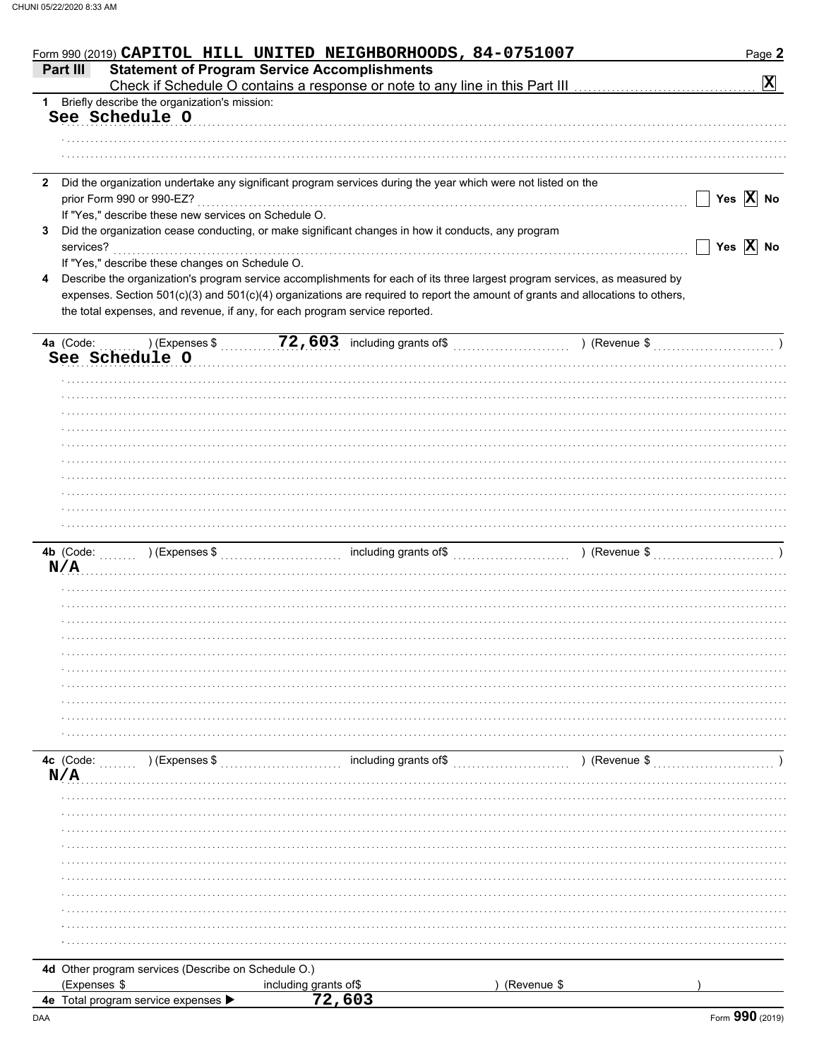Form 990 (2019) CAPITOL HILL UNITED NEIGHBORHOODS, 84-0751007

## Part III Statement of Program Service Accomplishments

Check if Schedule O contains a response or note to any line in this Part III [X]

**1** Briefly describe the organization's mission:

See Schedule O

**2** Did the organization undertake any significant program services during the year which were not listed on the prior Form 990 or 990-EZ? [ ] Yes [X] No

If "Yes," describe these new services on Schedule O.

**3** Did the organization cease conducting, or make significant changes in how it conducts, any program services? [ ] Yes [X] No

If "Yes," describe these changes on Schedule O.

**4** Describe the organization's program service accomplishments for each of its three largest program services, as measured by expenses. Section 501(c)(3) and 501(c)(4) organizations are required to report the amount of grants and allocations to others, the total expenses, and revenue, if any, for each program service reported.

**4a** (Code: ) (Expenses $ 72,603 including grants of$ ) (Revenue $ )

See Schedule O

**4b** (Code: ) (Expenses $ including grants of$ ) (Revenue $ )

N/A

**4c** (Code: ) (Expenses $ including grants of$ ) (Revenue $ )

N/A

**4d** Other program services (Describe on Schedule O.)

(Expenses $ including grants of$ ) (Revenue $ )

**4e** Total program service expenses ▶ 72,603

Form **990** (2019)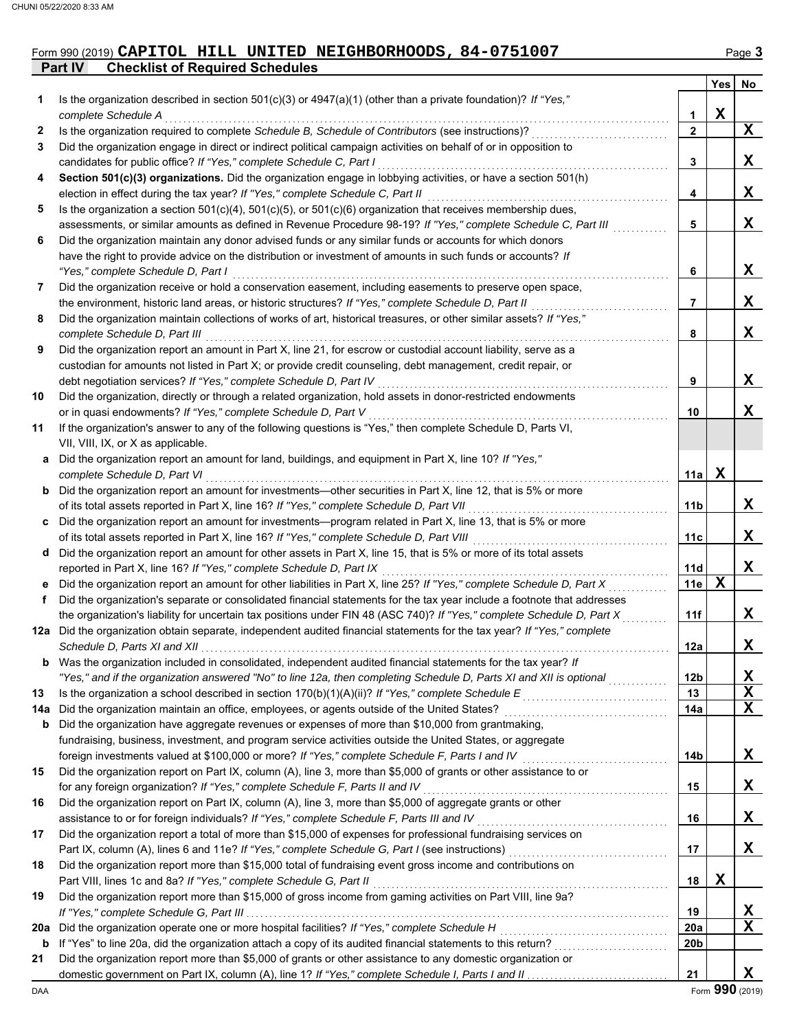Form 990 (2019) **CAPITOL HILL UNITED NEIGHBORHOODS, 84-0751007**

## Part IV Checklist of Required Schedules

| | | | Yes | No |
|---|---|---|---|---|
| **1** | Is the organization described in section 501(c)(3) or 4947(a)(1) (other than a private foundation)? *If "Yes," complete Schedule A* | 1 | X | |
| **2** | Is the organization required to complete *Schedule B, Schedule of Contributors* (see instructions)? | 2 | | X |
| **3** | Did the organization engage in direct or indirect political campaign activities on behalf of or in opposition to candidates for public office? *If "Yes," complete Schedule C, Part I* | 3 | | X |
| **4** | **Section 501(c)(3) organizations.** Did the organization engage in lobbying activities, or have a section 501(h) election in effect during the tax year? *If "Yes," complete Schedule C, Part II* | 4 | | X |
| **5** | Is the organization a section 501(c)(4), 501(c)(5), or 501(c)(6) organization that receives membership dues, assessments, or similar amounts as defined in Revenue Procedure 98-19? *If "Yes," complete Schedule C, Part III* | 5 | | X |
| **6** | Did the organization maintain any donor advised funds or any similar funds or accounts for which donors have the right to provide advice on the distribution or investment of amounts in such funds or accounts? *If "Yes," complete Schedule D, Part I* | 6 | | X |
| **7** | Did the organization receive or hold a conservation easement, including easements to preserve open space, the environment, historic land areas, or historic structures? *If "Yes," complete Schedule D, Part II* | 7 | | X |
| **8** | Did the organization maintain collections of works of art, historical treasures, or other similar assets? *If "Yes," complete Schedule D, Part III* | 8 | | X |
| **9** | Did the organization report an amount in Part X, line 21, for escrow or custodial account liability, serve as a custodian for amounts not listed in Part X; or provide credit counseling, debt management, credit repair, or debt negotiation services? *If "Yes," complete Schedule D, Part IV* | 9 | | X |
| **10** | Did the organization, directly or through a related organization, hold assets in donor-restricted endowments or in quasi endowments? *If "Yes," complete Schedule D, Part V* | 10 | | X |
| **11** | If the organization's answer to any of the following questions is "Yes," then complete Schedule D, Parts VI, VII, VIII, IX, or X as applicable. | | | |
| **a** | Did the organization report an amount for land, buildings, and equipment in Part X, line 10? *If "Yes," complete Schedule D, Part VI* | 11a | X | |
| **b** | Did the organization report an amount for investments—other securities in Part X, line 12, that is 5% or more of its total assets reported in Part X, line 16? *If "Yes," complete Schedule D, Part VII* | 11b | | X |
| **c** | Did the organization report an amount for investments—program related in Part X, line 13, that is 5% or more of its total assets reported in Part X, line 16? *If "Yes," complete Schedule D, Part VIII* | 11c | | X |
| **d** | Did the organization report an amount for other assets in Part X, line 15, that is 5% or more of its total assets reported in Part X, line 16? *If "Yes," complete Schedule D, Part IX* | 11d | | X |
| **e** | Did the organization report an amount for other liabilities in Part X, line 25? *If "Yes," complete Schedule D, Part X* | 11e | X | |
| **f** | Did the organization's separate or consolidated financial statements for the tax year include a footnote that addresses the organization's liability for uncertain tax positions under FIN 48 (ASC 740)? *If "Yes," complete Schedule D, Part X* | 11f | | X |
| **12a** | Did the organization obtain separate, independent audited financial statements for the tax year? *If "Yes," complete Schedule D, Parts XI and XII* | 12a | | X |
| **b** | Was the organization included in consolidated, independent audited financial statements for the tax year? *If "Yes," and if the organization answered "No" to line 12a, then completing Schedule D, Parts XI and XII is optional* | 12b | | X |
| **13** | Is the organization a school described in section 170(b)(1)(A)(ii)? *If "Yes," complete Schedule E* | 13 | | X |
| **14a** | Did the organization maintain an office, employees, or agents outside of the United States? | 14a | | X |
| **b** | Did the organization have aggregate revenues or expenses of more than $10,000 from grantmaking, fundraising, business, investment, and program service activities outside the United States, or aggregate foreign investments valued at $100,000 or more? *If "Yes," complete Schedule F, Parts I and IV* | 14b | | X |
| **15** | Did the organization report on Part IX, column (A), line 3, more than $5,000 of grants or other assistance to or for any foreign organization? *If "Yes," complete Schedule F, Parts II and IV* | 15 | | X |
| **16** | Did the organization report on Part IX, column (A), line 3, more than $5,000 of aggregate grants or other assistance to or for foreign individuals? *If "Yes," complete Schedule F, Parts III and IV* | 16 | | X |
| **17** | Did the organization report a total of more than $15,000 of expenses for professional fundraising services on Part IX, column (A), lines 6 and 11e? *If "Yes," complete Schedule G, Part I* (see instructions) | 17 | | X |
| **18** | Did the organization report more than $15,000 total of fundraising event gross income and contributions on Part VIII, lines 1c and 8a? *If "Yes," complete Schedule G, Part II* | 18 | X | |
| **19** | Did the organization report more than $15,000 of gross income from gaming activities on Part VIII, line 9a? *If "Yes," complete Schedule G, Part III* | 19 | | X |
| **20a** | Did the organization operate one or more hospital facilities? *If "Yes," complete Schedule H* | 20a | | X |
| **b** | If "Yes" to line 20a, did the organization attach a copy of its audited financial statements to this return? | 20b | | |
| **21** | Did the organization report more than $5,000 of grants or other assistance to any domestic organization or domestic government on Part IX, column (A), line 1? *If "Yes," complete Schedule I, Parts I and II* | 21 | | X |

Form **990** (2019)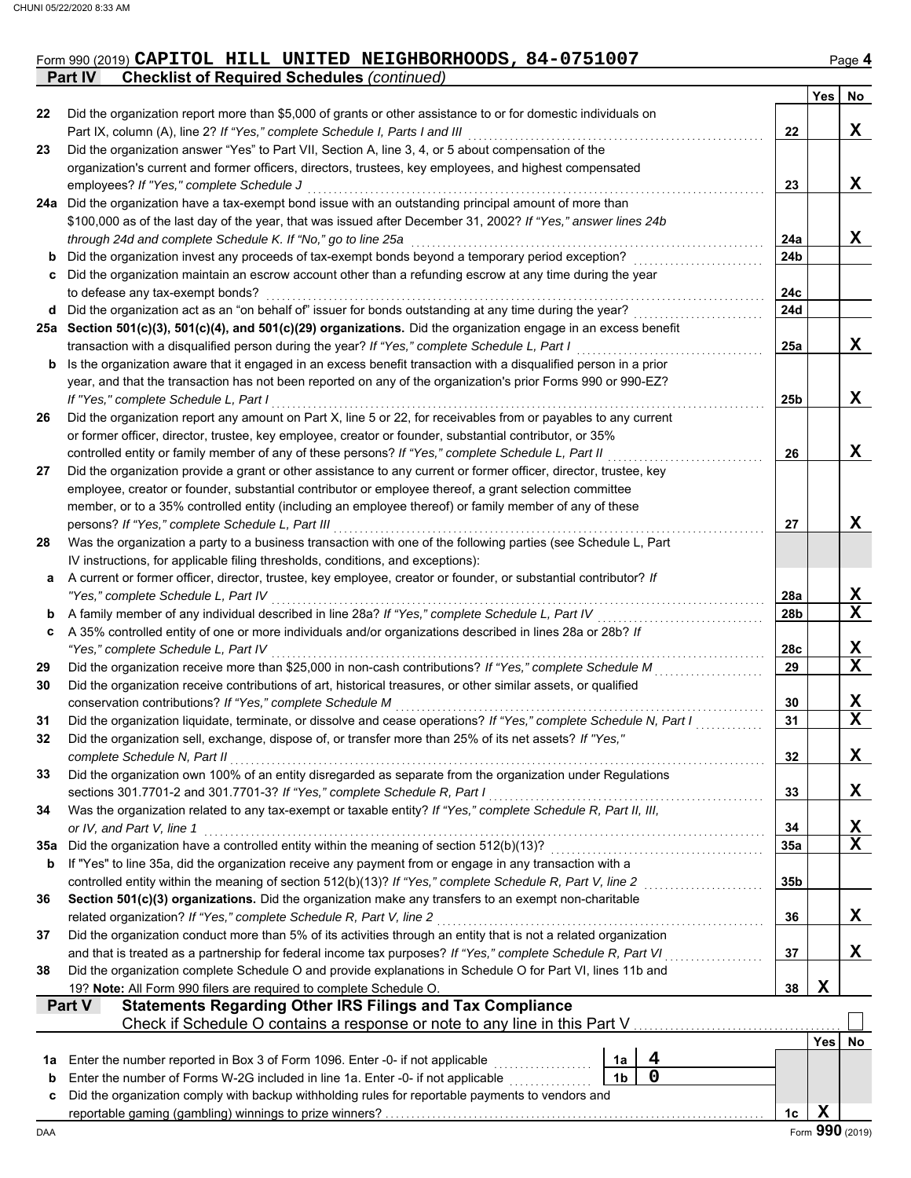Form 990 (2019) **CAPITOL HILL UNITED NEIGHBORHOODS, 84-0751007** Page 4

**Part IV — Checklist of Required Schedules** *(continued)*

| | | | Yes | No |
|---|---|---|---|---|
| **22** | Did the organization report more than $5,000 of grants or other assistance to or for domestic individuals on Part IX, column (A), line 2? *If "Yes," complete Schedule I, Parts I and III* | 22 | | X |
| **23** | Did the organization answer "Yes" to Part VII, Section A, line 3, 4, or 5 about compensation of the organization's current and former officers, directors, trustees, key employees, and highest compensated employees? *If "Yes," complete Schedule J* | 23 | | X |
| **24a** | Did the organization have a tax-exempt bond issue with an outstanding principal amount of more than $100,000 as of the last day of the year, that was issued after December 31, 2002? *If "Yes," answer lines 24b through 24d and complete Schedule K. If "No," go to line 25a* | 24a | | X |
| **b** | Did the organization invest any proceeds of tax-exempt bonds beyond a temporary period exception? | 24b | | |
| **c** | Did the organization maintain an escrow account other than a refunding escrow at any time during the year to defease any tax-exempt bonds? | 24c | | |
| **d** | Did the organization act as an "on behalf of" issuer for bonds outstanding at any time during the year? | 24d | | |
| **25a** | **Section 501(c)(3), 501(c)(4), and 501(c)(29) organizations.** Did the organization engage in an excess benefit transaction with a disqualified person during the year? *If "Yes," complete Schedule L, Part I* | 25a | | X |
| **b** | Is the organization aware that it engaged in an excess benefit transaction with a disqualified person in a prior year, and that the transaction has not been reported on any of the organization's prior Forms 990 or 990-EZ? *If "Yes," complete Schedule L, Part I* | 25b | | X |
| **26** | Did the organization report any amount on Part X, line 5 or 22, for receivables from or payables to any current or former officer, director, trustee, key employee, creator or founder, substantial contributor, or 35% controlled entity or family member of any of these persons? *If "Yes," complete Schedule L, Part II* | 26 | | X |
| **27** | Did the organization provide a grant or other assistance to any current or former officer, director, trustee, key employee, creator or founder, substantial contributor or employee thereof, a grant selection committee member, or to a 35% controlled entity (including an employee thereof) or family member of any of these persons? *If "Yes," complete Schedule L, Part III* | 27 | | X |
| **28** | Was the organization a party to a business transaction with one of the following parties (see Schedule L, Part IV instructions, for applicable filing thresholds, conditions, and exceptions): | | | |
| **a** | A current or former officer, director, trustee, key employee, creator or founder, or substantial contributor? *If "Yes," complete Schedule L, Part IV* | 28a | | X |
| **b** | A family member of any individual described in line 28a? *If "Yes," complete Schedule L, Part IV* | 28b | | X |
| **c** | A 35% controlled entity of one or more individuals and/or organizations described in lines 28a or 28b? *If "Yes," complete Schedule L, Part IV* | 28c | | X |
| **29** | Did the organization receive more than $25,000 in non-cash contributions? *If "Yes," complete Schedule M* | 29 | | X |
| **30** | Did the organization receive contributions of art, historical treasures, or other similar assets, or qualified conservation contributions? *If "Yes," complete Schedule M* | 30 | | X |
| **31** | Did the organization liquidate, terminate, or dissolve and cease operations? *If "Yes," complete Schedule N, Part I* | 31 | | X |
| **32** | Did the organization sell, exchange, dispose of, or transfer more than 25% of its net assets? *If "Yes," complete Schedule N, Part II* | 32 | | X |
| **33** | Did the organization own 100% of an entity disregarded as separate from the organization under Regulations sections 301.7701-2 and 301.7701-3? *If "Yes," complete Schedule R, Part I* | 33 | | X |
| **34** | Was the organization related to any tax-exempt or taxable entity? *If "Yes," complete Schedule R, Part II, III, or IV, and Part V, line 1* | 34 | | X |
| **35a** | Did the organization have a controlled entity within the meaning of section 512(b)(13)? | 35a | | X |
| **b** | If "Yes" to line 35a, did the organization receive any payment from or engage in any transaction with a controlled entity within the meaning of section 512(b)(13)? *If "Yes," complete Schedule R, Part V, line 2* | 35b | | |
| **36** | **Section 501(c)(3) organizations.** Did the organization make any transfers to an exempt non-charitable related organization? *If "Yes," complete Schedule R, Part V, line 2* | 36 | | X |
| **37** | Did the organization conduct more than 5% of its activities through an entity that is not a related organization and that is treated as a partnership for federal income tax purposes? *If "Yes," complete Schedule R, Part VI* | 37 | | X |
| **38** | Did the organization complete Schedule O and provide explanations in Schedule O for Part VI, lines 11b and 19? **Note:** All Form 990 filers are required to complete Schedule O. | 38 | X | |

**Part V — Statements Regarding Other IRS Filings and Tax Compliance**

Check if Schedule O contains a response or note to any line in this Part V ☐

| | | | | | Yes | No |
|---|---|---|---|---|---|---|
| **1a** | Enter the number reported in Box 3 of Form 1096. Enter -0- if not applicable | 1a | 4 | | | |
| **b** | Enter the number of Forms W-2G included in line 1a. Enter -0- if not applicable | 1b | 0 | | | |
| **c** | Did the organization comply with backup withholding rules for reportable payments to vendors and reportable gaming (gambling) winnings to prize winners? | | | 1c | X | |

DAA Form **990** (2019)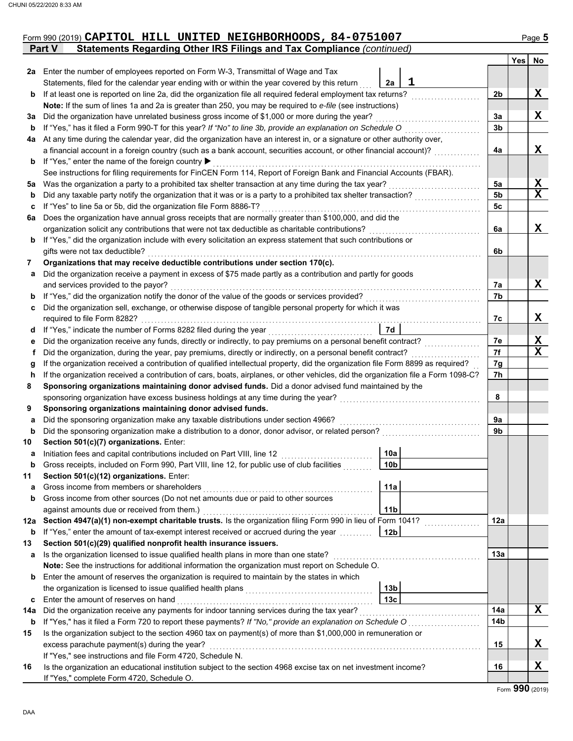Form 990 (2019) **CAPITOL HILL UNITED NEIGHBORHOODS, 84-0751007**

## Part V — Statements Regarding Other IRS Filings and Tax Compliance *(continued)*

| Line | Question | | | Line | Yes | No |
|---|---|---|---|---|---|---|
| 2a | Enter the number of employees reported on Form W-3, Transmittal of Wage and Tax Statements, filed for the calendar year ending with or within the year covered by this return | 2a | 1 | | | |
| b | If at least one is reported on line 2a, did the organization file all required federal employment tax returns? | | | 2b | | X |
| | **Note:** If the sum of lines 1a and 2a is greater than 250, you may be required to *e-file* (see instructions) | | | | | |
| 3a | Did the organization have unrelated business gross income of $1,000 or more during the year? | | | 3a | | X |
| b | If "Yes," has it filed a Form 990-T for this year? *If "No" to line 3b, provide an explanation on Schedule O* | | | 3b | | |
| 4a | At any time during the calendar year, did the organization have an interest in, or a signature or other authority over, a financial account in a foreign country (such as a bank account, securities account, or other financial account)? | | | 4a | | X |
| b | If "Yes," enter the name of the foreign country ▶ | | | | | |
| | See instructions for filing requirements for FinCEN Form 114, Report of Foreign Bank and Financial Accounts (FBAR). | | | | | |
| 5a | Was the organization a party to a prohibited tax shelter transaction at any time during the tax year? | | | 5a | | X |
| b | Did any taxable party notify the organization that it was or is a party to a prohibited tax shelter transaction? | | | 5b | | X |
| c | If "Yes" to line 5a or 5b, did the organization file Form 8886-T? | | | 5c | | |
| 6a | Does the organization have annual gross receipts that are normally greater than $100,000, and did the organization solicit any contributions that were not tax deductible as charitable contributions? | | | 6a | | X |
| b | If "Yes," did the organization include with every solicitation an express statement that such contributions or gifts were not tax deductible? | | | 6b | | |
| 7 | **Organizations that may receive deductible contributions under section 170(c).** | | | | | |
| a | Did the organization receive a payment in excess of $75 made partly as a contribution and partly for goods and services provided to the payor? | | | 7a | | X |
| b | If "Yes," did the organization notify the donor of the value of the goods or services provided? | | | 7b | | |
| c | Did the organization sell, exchange, or otherwise dispose of tangible personal property for which it was required to file Form 8282? | | | 7c | | X |
| d | If "Yes," indicate the number of Forms 8282 filed during the year | 7d | | | | |
| e | Did the organization receive any funds, directly or indirectly, to pay premiums on a personal benefit contract? | | | 7e | | X |
| f | Did the organization, during the year, pay premiums, directly or indirectly, on a personal benefit contract? | | | 7f | | X |
| g | If the organization received a contribution of qualified intellectual property, did the organization file Form 8899 as required? | | | 7g | | |
| h | If the organization received a contribution of cars, boats, airplanes, or other vehicles, did the organization file a Form 1098-C? | | | 7h | | |
| 8 | **Sponsoring organizations maintaining donor advised funds.** Did a donor advised fund maintained by the sponsoring organization have excess business holdings at any time during the year? | | | 8 | | |
| 9 | **Sponsoring organizations maintaining donor advised funds.** | | | | | |
| a | Did the sponsoring organization make any taxable distributions under section 4966? | | | 9a | | |
| b | Did the sponsoring organization make a distribution to a donor, donor advisor, or related person? | | | 9b | | |
| 10 | **Section 501(c)(7) organizations.** Enter: | | | | | |
| a | Initiation fees and capital contributions included on Part VIII, line 12 | 10a | | | | |
| b | Gross receipts, included on Form 990, Part VIII, line 12, for public use of club facilities | 10b | | | | |
| 11 | **Section 501(c)(12) organizations.** Enter: | | | | | |
| a | Gross income from members or shareholders | 11a | | | | |
| b | Gross income from other sources (Do not net amounts due or paid to other sources against amounts due or received from them.) | 11b | | | | |
| 12a | **Section 4947(a)(1) non-exempt charitable trusts.** Is the organization filing Form 990 in lieu of Form 1041? | | | 12a | | |
| b | If "Yes," enter the amount of tax-exempt interest received or accrued during the year | 12b | | | | |
| 13 | **Section 501(c)(29) qualified nonprofit health insurance issuers.** | | | | | |
| a | Is the organization licensed to issue qualified health plans in more than one state? | | | 13a | | |
| | **Note:** See the instructions for additional information the organization must report on Schedule O. | | | | | |
| b | Enter the amount of reserves the organization is required to maintain by the states in which the organization is licensed to issue qualified health plans | 13b | | | | |
| c | Enter the amount of reserves on hand | 13c | | | | |
| 14a | Did the organization receive any payments for indoor tanning services during the tax year? | | | 14a | | X |
| b | If "Yes," has it filed a Form 720 to report these payments? *If "No," provide an explanation on Schedule O* | | | 14b | | |
| 15 | Is the organization subject to the section 4960 tax on payment(s) of more than $1,000,000 in remuneration or excess parachute payment(s) during the year? | | | 15 | | X |
| | If "Yes," see instructions and file Form 4720, Schedule N. | | | | | |
| 16 | Is the organization an educational institution subject to the section 4968 excise tax on net investment income? | | | 16 | | X |
| | If "Yes," complete Form 4720, Schedule O. | | | | | |

Form **990** (2019)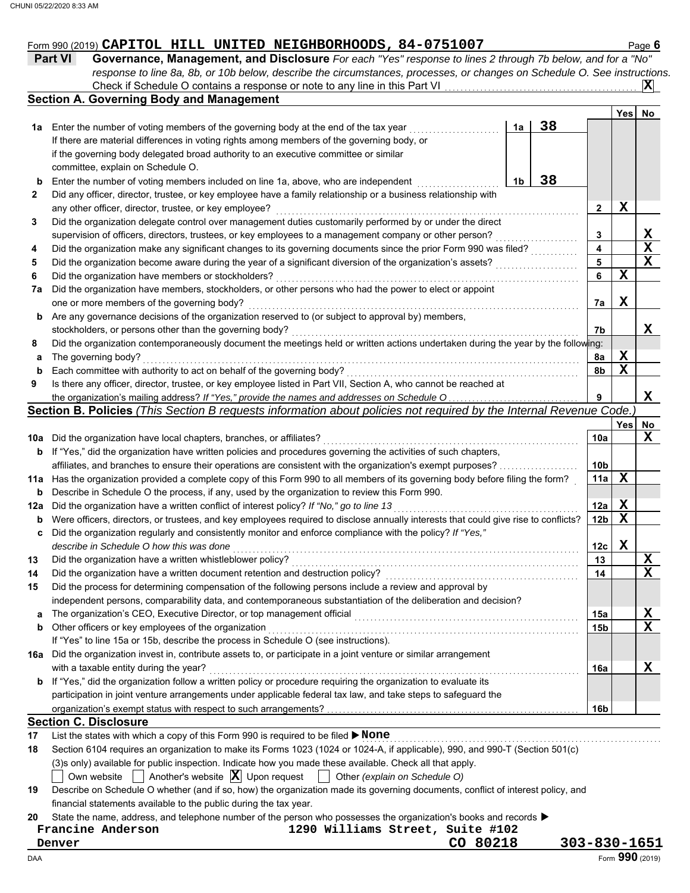Form 990 (2019) **CAPITOL HILL UNITED NEIGHBORHOODS, 84-0751007**

## Part VI Governance, Management, and Disclosure

*For each "Yes" response to lines 2 through 7b below, and for a "No" response to line 8a, 8b, or 10b below, describe the circumstances, processes, or changes on Schedule O. See instructions.*

Check if Schedule O contains a response or note to any line in this Part VI ........ **X**

### Section A. Governing Body and Management

| | | | | Yes | No |
|---|---|---|---|---|---|
| **1a** | Enter the number of voting members of the governing body at the end of the tax year | 1a | 38 | | |
| | If there are material differences in voting rights among members of the governing body, or if the governing body delegated broad authority to an executive committee or similar committee, explain on Schedule O. | | | | |
| **b** | Enter the number of voting members included on line 1a, above, who are independent | 1b | 38 | | |
| **2** | Did any officer, director, trustee, or key employee have a family relationship or a business relationship with any other officer, director, trustee, or key employee? | 2 | | X | |
| **3** | Did the organization delegate control over management duties customarily performed by or under the direct supervision of officers, directors, trustees, or key employees to a management company or other person? | 3 | | | X |
| **4** | Did the organization make any significant changes to its governing documents since the prior Form 990 was filed? | 4 | | | X |
| **5** | Did the organization become aware during the year of a significant diversion of the organization's assets? | 5 | | | X |
| **6** | Did the organization have members or stockholders? | 6 | | X | |
| **7a** | Did the organization have members, stockholders, or other persons who had the power to elect or appoint one or more members of the governing body? | 7a | | X | |
| **b** | Are any governance decisions of the organization reserved to (or subject to approval by) members, stockholders, or persons other than the governing body? | 7b | | | X |
| **8** | Did the organization contemporaneously document the meetings held or written actions undertaken during the year by the following: | | | | |
| **a** | The governing body? | 8a | | X | |
| **b** | Each committee with authority to act on behalf of the governing body? | 8b | | X | |
| **9** | Is there any officer, director, trustee, or key employee listed in Part VII, Section A, who cannot be reached at the organization's mailing address? *If "Yes," provide the names and addresses on Schedule O* | 9 | | | X |

### Section B. Policies *(This Section B requests information about policies not required by the Internal Revenue Code.)*

| | | | Yes | No |
|---|---|---|---|---|
| **10a** | Did the organization have local chapters, branches, or affiliates? | 10a | | X |
| **b** | If "Yes," did the organization have written policies and procedures governing the activities of such chapters, affiliates, and branches to ensure their operations are consistent with the organization's exempt purposes? | 10b | | |
| **11a** | Has the organization provided a complete copy of this Form 990 to all members of its governing body before filing the form? | 11a | X | |
| **b** | Describe in Schedule O the process, if any, used by the organization to review this Form 990. | | | |
| **12a** | Did the organization have a written conflict of interest policy? *If "No," go to line 13* | 12a | X | |
| **b** | Were officers, directors, or trustees, and key employees required to disclose annually interests that could give rise to conflicts? | 12b | X | |
| **c** | Did the organization regularly and consistently monitor and enforce compliance with the policy? *If "Yes," describe in Schedule O how this was done* | 12c | X | |
| **13** | Did the organization have a written whistleblower policy? | 13 | | X |
| **14** | Did the organization have a written document retention and destruction policy? | 14 | | X |
| **15** | Did the process for determining compensation of the following persons include a review and approval by independent persons, comparability data, and contemporaneous substantiation of the deliberation and decision? | | | |
| **a** | The organization's CEO, Executive Director, or top management official | 15a | | X |
| **b** | Other officers or key employees of the organization | 15b | | X |
| | If "Yes" to line 15a or 15b, describe the process in Schedule O (see instructions). | | | |
| **16a** | Did the organization invest in, contribute assets to, or participate in a joint venture or similar arrangement with a taxable entity during the year? | 16a | | X |
| **b** | If "Yes," did the organization follow a written policy or procedure requiring the organization to evaluate its participation in joint venture arrangements under applicable federal tax law, and take steps to safeguard the organization's exempt status with respect to such arrangements? | 16b | | |

### Section C. Disclosure

**17** List the states with which a copy of this Form 990 is required to be filed ▶ **None**

**18** Section 6104 requires an organization to make its Forms 1023 (1024 or 1024-A, if applicable), 990, and 990-T (Section 501(c)(3)s only) available for public inspection. Indicate how you made these available. Check all that apply.

☐ Own website ☐ Another's website ☒ Upon request ☐ Other *(explain on Schedule O)*

**19** Describe on Schedule O whether (and if so, how) the organization made its governing documents, conflict of interest policy, and financial statements available to the public during the tax year.

**20** State the name, address, and telephone number of the person who possesses the organization's books and records ▶

Francine Anderson    1290 Williams Street, Suite #102
Denver    CO 80218    303-830-1651

Form **990** (2019)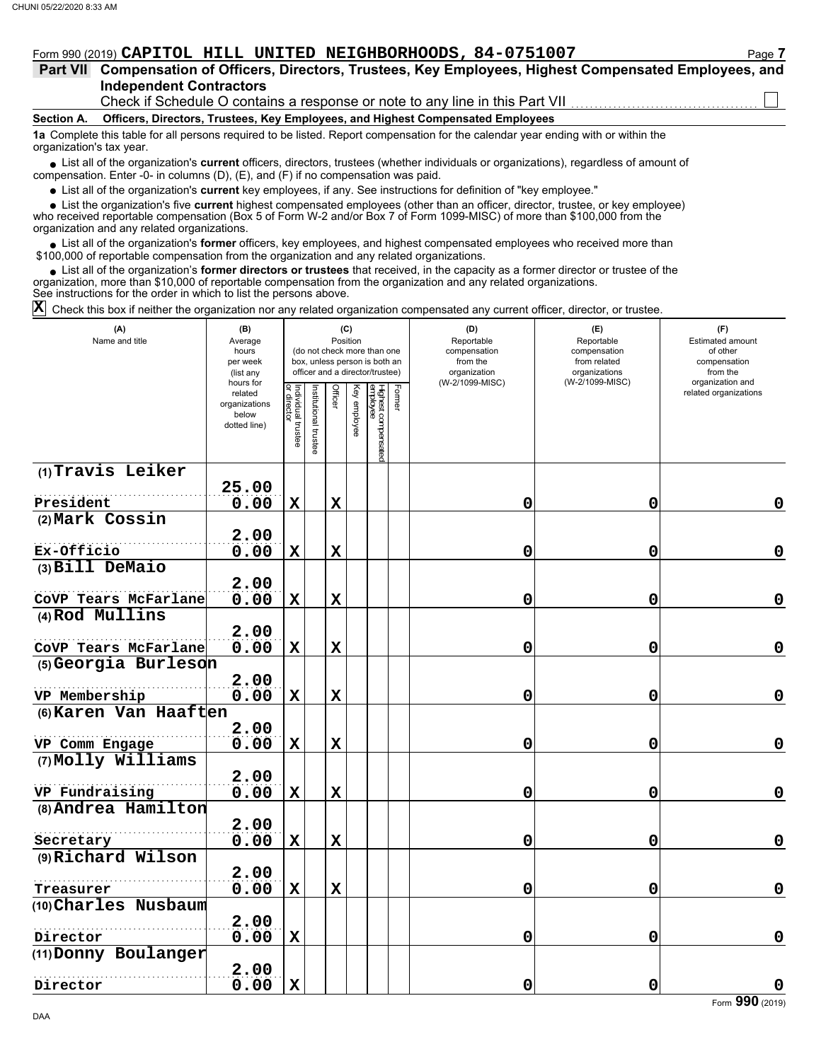Form 990 (2019) **CAPITOL HILL UNITED NEIGHBORHOODS, 84-0751007**

## Part VII Compensation of Officers, Directors, Trustees, Key Employees, Highest Compensated Employees, and Independent Contractors

Check if Schedule O contains a response or note to any line in this Part VII ☐

**Section A. Officers, Directors, Trustees, Key Employees, and Highest Compensated Employees**

**1a** Complete this table for all persons required to be listed. Report compensation for the calendar year ending with or within the organization's tax year.

- List all of the organization's **current** officers, directors, trustees (whether individuals or organizations), regardless of amount of compensation. Enter -0- in columns (D), (E), and (F) if no compensation was paid.
- List all of the organization's **current** key employees, if any. See instructions for definition of "key employee."
- List the organization's five **current** highest compensated employees (other than an officer, director, trustee, or key employee) who received reportable compensation (Box 5 of Form W-2 and/or Box 7 of Form 1099-MISC) of more than $100,000 from the organization and any related organizations.
- List all of the organization's **former** officers, key employees, and highest compensated employees who received more than $100,000 of reportable compensation from the organization and any related organizations.
- List all of the organization's **former directors or trustees** that received, in the capacity as a former director or trustee of the organization, more than $10,000 of reportable compensation from the organization and any related organizations.

See instructions for the order in which to list the persons above.

☒ Check this box if neither the organization nor any related organization compensated any current officer, director, or trustee.

| (A) Name and title | (B) Average hours per week (list any hours for related organizations below dotted line) | (C) Position: Individual trustee or director | Institutional trustee | Officer | Key employee | Highest compensated employee | Former | (D) Reportable compensation from the organization (W-2/1099-MISC) | (E) Reportable compensation from related organizations (W-2/1099-MISC) | (F) Estimated amount of other compensation from the organization and related organizations |
|---|---|---|---|---|---|---|---|---|---|---|
| (1) Travis Leiker<br>President | 25.00<br>0.00 | X | | X | | | | 0 | 0 | 0 |
| (2) Mark Cossin<br>Ex-Officio | 2.00<br>0.00 | X | | X | | | | 0 | 0 | 0 |
| (3) Bill DeMaio<br>CoVP Tears McFarlane | 2.00<br>0.00 | X | | X | | | | 0 | 0 | 0 |
| (4) Rod Mullins<br>CoVP Tears McFarlane | 2.00<br>0.00 | X | | X | | | | 0 | 0 | 0 |
| (5) Georgia Burleson<br>VP Membership | 2.00<br>0.00 | X | | X | | | | 0 | 0 | 0 |
| (6) Karen Van Haaften<br>VP Comm Engage | 2.00<br>0.00 | X | | X | | | | 0 | 0 | 0 |
| (7) Molly Williams<br>VP Fundraising | 2.00<br>0.00 | X | | X | | | | 0 | 0 | 0 |
| (8) Andrea Hamilton<br>Secretary | 2.00<br>0.00 | X | | X | | | | 0 | 0 | 0 |
| (9) Richard Wilson<br>Treasurer | 2.00<br>0.00 | X | | X | | | | 0 | 0 | 0 |
| (10) Charles Nusbaum<br>Director | 2.00<br>0.00 | X | | | | | | 0 | 0 | 0 |
| (11) Donny Boulanger<br>Director | 2.00<br>0.00 | X | | | | | | 0 | 0 | 0 |

Form **990** (2019)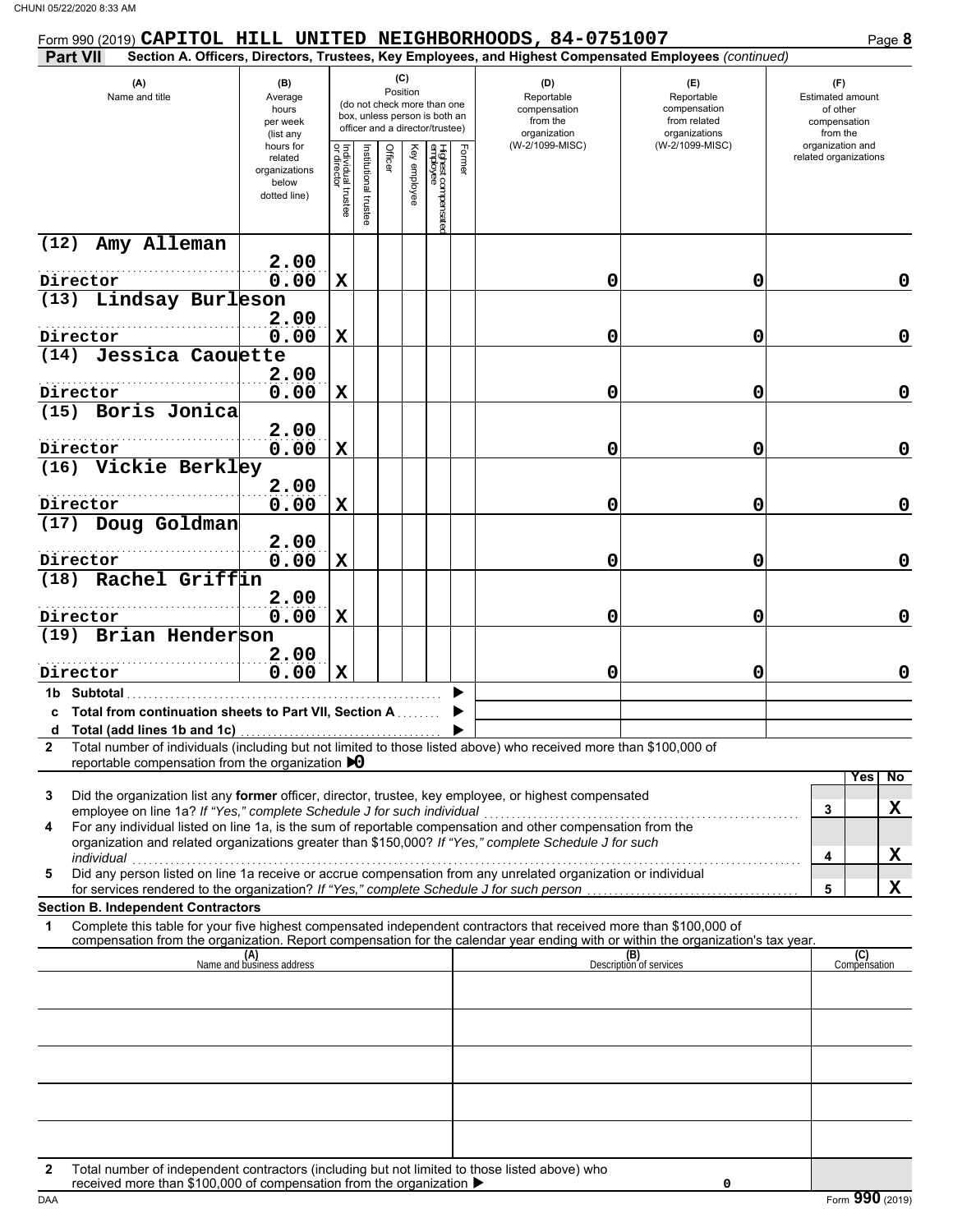Form 990 (2019) **CAPITOL HILL UNITED NEIGHBORHOODS, 84-0751007**

**Part VII** **Section A. Officers, Directors, Trustees, Key Employees, and Highest Compensated Employees** *(continued)*

| (A) Name and title | (B) Average hours per week (list any hours for related organizations below dotted line) | (C) Position (do not check more than one box, unless person is both an officer and a director/trustee) | | | | | | (D) Reportable compensation from the organization (W-2/1099-MISC) | (E) Reportable compensation from related organizations (W-2/1099-MISC) | (F) Estimated amount of other compensation from the organization and related organizations |
|---|---|---|---|---|---|---|---|---|---|---|
| | | Individual trustee or director | Institutional trustee | Officer | Key employee | Highest compensated employee | Former | | | |
| (12) Amy Alleman<br>Director | 2.00<br>0.00 | X | | | | | | 0 | 0 | 0 |
| (13) Lindsay Burleson<br>Director | 2.00<br>0.00 | X | | | | | | 0 | 0 | 0 |
| (14) Jessica Caouette<br>Director | 2.00<br>0.00 | X | | | | | | 0 | 0 | 0 |
| (15) Boris Jonica<br>Director | 2.00<br>0.00 | X | | | | | | 0 | 0 | 0 |
| (16) Vickie Berkley<br>Director | 2.00<br>0.00 | X | | | | | | 0 | 0 | 0 |
| (17) Doug Goldman<br>Director | 2.00<br>0.00 | X | | | | | | 0 | 0 | 0 |
| (18) Rachel Griffin<br>Director | 2.00<br>0.00 | X | | | | | | 0 | 0 | 0 |
| (19) Brian Henderson<br>Director | 2.00<br>0.00 | X | | | | | | 0 | 0 | 0 |
| **1b Subtotal** | | | | | | | | | | |
| **c Total from continuation sheets to Part VII, Section A** | | | | | | | | | | |
| **d Total (add lines 1b and 1c)** | | | | | | | | | | |

**2** Total number of individuals (including but not limited to those listed above) who received more than $100,000 of reportable compensation from the organization ▶ 0

| | | | Yes | No |
|---|---|---|---|---|
| **3** | Did the organization list any **former** officer, director, trustee, key employee, or highest compensated employee on line 1a? *If "Yes," complete Schedule J for such individual* | 3 | | X |
| **4** | For any individual listed on line 1a, is the sum of reportable compensation and other compensation from the organization and related organizations greater than $150,000? *If "Yes," complete Schedule J for such individual* | 4 | | X |
| **5** | Did any person listed on line 1a receive or accrue compensation from any unrelated organization or individual for services rendered to the organization? *If "Yes," complete Schedule J for such person* | 5 | | X |

**Section B. Independent Contractors**

**1** Complete this table for your five highest compensated independent contractors that received more than $100,000 of compensation from the organization. Report compensation for the calendar year ending with or within the organization's tax year.

| (A) Name and business address | (B) Description of services | (C) Compensation |
|---|---|---|
| | | |
| | | |
| | | |
| | | |
| | | |

**2** Total number of independent contractors (including but not limited to those listed above) who received more than $100,000 of compensation from the organization ▶ 0

Form **990** (2019)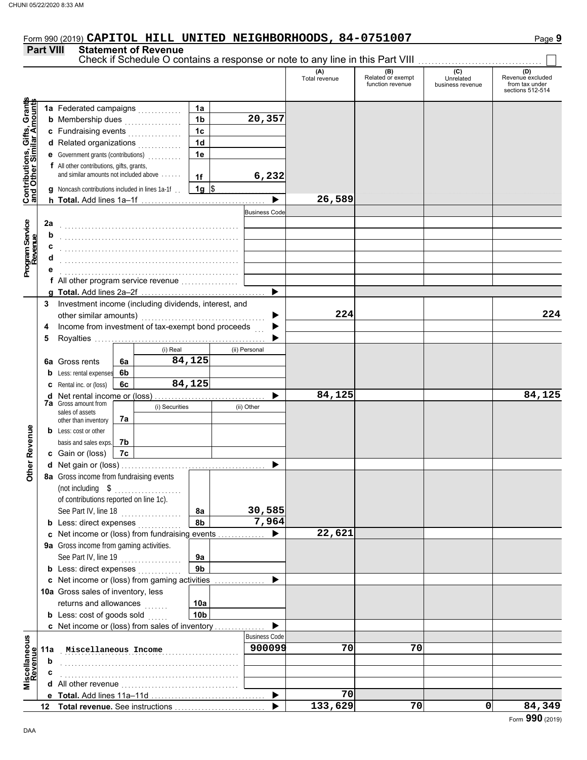Form 990 (2019) **CAPITOL HILL UNITED NEIGHBORHOODS, 84-0751007** Page **9**

## Part VIII Statement of Revenue

Check if Schedule O contains a response or note to any line in this Part VIII ☐

| | | | (A) Total revenue | (B) Related or exempt function revenue | (C) Unrelated business revenue | (D) Revenue excluded from tax under sections 512-514 |
|---|---|---|---|---|---|---|
| **Contributions, Gifts, Grants and Other Similar Amounts** | | | | | | |
| 1a Federated campaigns | 1a | | | | | |
| b Membership dues | 1b | 20,357 | | | | |
| c Fundraising events | 1c | | | | | |
| d Related organizations | 1d | | | | | |
| e Government grants (contributions) | 1e | | | | | |
| f All other contributions, gifts, grants, and similar amounts not included above | 1f | 6,232 | | | | |
| g Noncash contributions included in lines 1a-1f | 1g | $ | | | | |
| h **Total.** Add lines 1a–1f | | | 26,589 | | | |
| **Program Service Revenue** | | Business Code | | | | |
| 2a | | | | | | |
| b | | | | | | |
| c | | | | | | |
| d | | | | | | |
| e | | | | | | |
| f All other program service revenue | | | | | | |
| g **Total.** Add lines 2a–2f | | | | | | |
| **Other Revenue** | | | | | | |
| 3 Investment income (including dividends, interest, and other similar amounts) | | | 224 | | | 224 |
| 4 Income from investment of tax-exempt bond proceeds | | | | | | |
| 5 Royalties | | | | | | |
| | (i) Real | (ii) Personal | | | | |
| 6a Gross rents (6a) | 84,125 | | | | | |
| b Less: rental expenses (6b) | | | | | | |
| c Rental inc. or (loss) (6c) | 84,125 | | | | | |
| d Net rental income or (loss) | | | 84,125 | | | 84,125 |
| | (i) Securities | (ii) Other | | | | |
| 7a Gross amount from sales of assets other than inventory (7a) | | | | | | |
| b Less: cost or other basis and sales exps. (7b) | | | | | | |
| c Gain or (loss) (7c) | | | | | | |
| d Net gain or (loss) | | | | | | |
| 8a Gross income from fundraising events (not including $ ........ of contributions reported on line 1c). See Part IV, line 18 | 8a | 30,585 | | | | |
| b Less: direct expenses | 8b | 7,964 | | | | |
| c Net income or (loss) from fundraising events | | | 22,621 | | | |
| 9a Gross income from gaming activities. See Part IV, line 19 | 9a | | | | | |
| b Less: direct expenses | 9b | | | | | |
| c Net income or (loss) from gaming activities | | | | | | |
| 10a Gross sales of inventory, less returns and allowances | 10a | | | | | |
| b Less: cost of goods sold | 10b | | | | | |
| c Net income or (loss) from sales of inventory | | | | | | |
| **Miscellaneous Revenue** | | Business Code | | | | |
| 11a Miscellaneous Income | | 900099 | 70 | 70 | | |
| b | | | | | | |
| c | | | | | | |
| d All other revenue | | | | | | |
| e **Total.** Add lines 11a–11d | | | 70 | | | |
| 12 **Total revenue.** See instructions | | | 133,629 | 70 | 0 | 84,349 |

Form **990** (2019)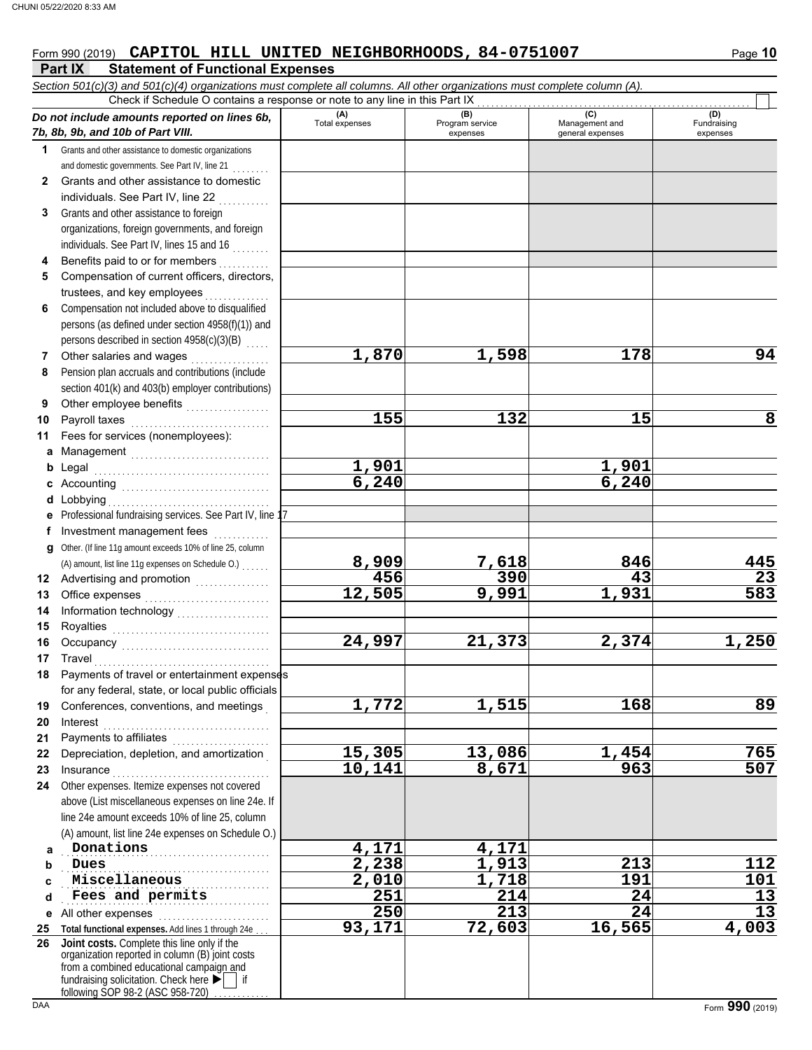Form 990 (2019) **CAPITOL HILL UNITED NEIGHBORHOODS, 84-0751007**

## Part IX Statement of Functional Expenses

*Section 501(c)(3) and 501(c)(4) organizations must complete all columns. All other organizations must complete column (A).*

Check if Schedule O contains a response or note to any line in this Part IX ☐

| *Do not include amounts reported on lines 6b, 7b, 8b, 9b, and 10b of Part VIII.* | (A) Total expenses | (B) Program service expenses | (C) Management and general expenses | (D) Fundraising expenses |
|---|---|---|---|---|
| 1 Grants and other assistance to domestic organizations and domestic governments. See Part IV, line 21 | | | | |
| 2 Grants and other assistance to domestic individuals. See Part IV, line 22 | | | | |
| 3 Grants and other assistance to foreign organizations, foreign governments, and foreign individuals. See Part IV, lines 15 and 16 | | | | |
| 4 Benefits paid to or for members | | | | |
| 5 Compensation of current officers, directors, trustees, and key employees | | | | |
| 6 Compensation not included above to disqualified persons (as defined under section 4958(f)(1)) and persons described in section 4958(c)(3)(B) | | | | |
| 7 Other salaries and wages | 1,870 | 1,598 | 178 | 94 |
| 8 Pension plan accruals and contributions (include section 401(k) and 403(b) employer contributions) | | | | |
| 9 Other employee benefits | | | | |
| 10 Payroll taxes | 155 | 132 | 15 | 8 |
| 11 Fees for services (nonemployees): | | | | |
| a Management | | | | |
| b Legal | 1,901 | | 1,901 | |
| c Accounting | 6,240 | | 6,240 | |
| d Lobbying | | | | |
| e Professional fundraising services. See Part IV, line 17 | | | | |
| f Investment management fees | | | | |
| g Other. (If line 11g amount exceeds 10% of line 25, column (A) amount, list line 11g expenses on Schedule O.) | 8,909 | 7,618 | 846 | 445 |
| 12 Advertising and promotion | 456 | 390 | 43 | 23 |
| 13 Office expenses | 12,505 | 9,991 | 1,931 | 583 |
| 14 Information technology | | | | |
| 15 Royalties | | | | |
| 16 Occupancy | 24,997 | 21,373 | 2,374 | 1,250 |
| 17 Travel | | | | |
| 18 Payments of travel or entertainment expenses for any federal, state, or local public officials | | | | |
| 19 Conferences, conventions, and meetings | 1,772 | 1,515 | 168 | 89 |
| 20 Interest | | | | |
| 21 Payments to affiliates | | | | |
| 22 Depreciation, depletion, and amortization | 15,305 | 13,086 | 1,454 | 765 |
| 23 Insurance | 10,141 | 8,671 | 963 | 507 |
| 24 Other expenses. Itemize expenses not covered above (List miscellaneous expenses on line 24e. If line 24e amount exceeds 10% of line 25, column (A) amount, list line 24e expenses on Schedule O.) | | | | |
| a Donations | 4,171 | 4,171 | | |
| b Dues | 2,238 | 1,913 | 213 | 112 |
| c Miscellaneous | 2,010 | 1,718 | 191 | 101 |
| d Fees and permits | 251 | 214 | 24 | 13 |
| e All other expenses | 250 | 213 | 24 | 13 |
| 25 **Total functional expenses.** Add lines 1 through 24e | 93,171 | 72,603 | 16,565 | 4,003 |
| 26 **Joint costs.** Complete this line only if the organization reported in column (B) joint costs from a combined educational campaign and fundraising solicitation. Check here ▶ ☐ if following SOP 98-2 (ASC 958-720) | | | | |

Form **990** (2019)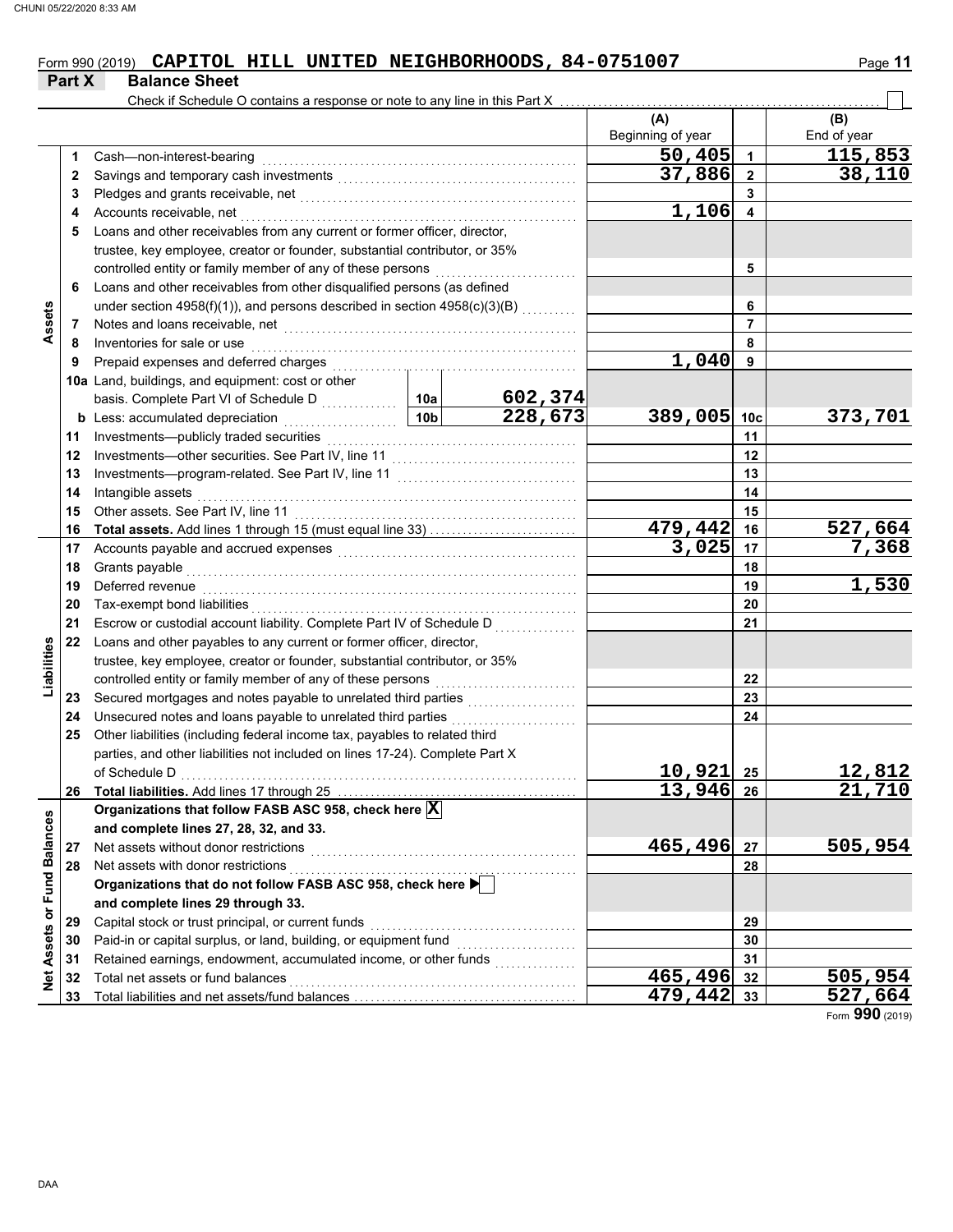Form 990 (2019) **CAPITOL HILL UNITED NEIGHBORHOODS, 84-0751007**

## Part X Balance Sheet

Check if Schedule O contains a response or note to any line in this Part X

| | | | | (A) Beginning of year | | (B) End of year |
|---|---|---|---|---|---|---|
| **Assets** | 1 | Cash—non-interest-bearing | | 50,405 | 1 | 115,853 |
| | 2 | Savings and temporary cash investments | | 37,886 | 2 | 38,110 |
| | 3 | Pledges and grants receivable, net | | | 3 | |
| | 4 | Accounts receivable, net | | 1,106 | 4 | |
| | 5 | Loans and other receivables from any current or former officer, director, trustee, key employee, creator or founder, substantial contributor, or 35% controlled entity or family member of any of these persons | | | 5 | |
| | 6 | Loans and other receivables from other disqualified persons (as defined under section 4958(f)(1)), and persons described in section 4958(c)(3)(B) | | | 6 | |
| | 7 | Notes and loans receivable, net | | | 7 | |
| | 8 | Inventories for sale or use | | | 8 | |
| | 9 | Prepaid expenses and deferred charges | | 1,040 | 9 | |
| | 10a | Land, buildings, and equipment: cost or other basis. Complete Part VI of Schedule D | 10a 602,374 | | | |
| | b | Less: accumulated depreciation | 10b 228,673 | 389,005 | 10c | 373,701 |
| | 11 | Investments—publicly traded securities | | | 11 | |
| | 12 | Investments—other securities. See Part IV, line 11 | | | 12 | |
| | 13 | Investments—program-related. See Part IV, line 11 | | | 13 | |
| | 14 | Intangible assets | | | 14 | |
| | 15 | Other assets. See Part IV, line 11 | | | 15 | |
| | 16 | **Total assets.** Add lines 1 through 15 (must equal line 33) | | 479,442 | 16 | 527,664 |
| **Liabilities** | 17 | Accounts payable and accrued expenses | | 3,025 | 17 | 7,368 |
| | 18 | Grants payable | | | 18 | |
| | 19 | Deferred revenue | | | 19 | 1,530 |
| | 20 | Tax-exempt bond liabilities | | | 20 | |
| | 21 | Escrow or custodial account liability. Complete Part IV of Schedule D | | | 21 | |
| | 22 | Loans and other payables to any current or former officer, director, trustee, key employee, creator or founder, substantial contributor, or 35% controlled entity or family member of any of these persons | | | 22 | |
| | 23 | Secured mortgages and notes payable to unrelated third parties | | | 23 | |
| | 24 | Unsecured notes and loans payable to unrelated third parties | | | 24 | |
| | 25 | Other liabilities (including federal income tax, payables to related third parties, and other liabilities not included on lines 17-24). Complete Part X of Schedule D | | 10,921 | 25 | 12,812 |
| | 26 | **Total liabilities.** Add lines 17 through 25 | | 13,946 | 26 | 21,710 |
| **Net Assets or Fund Balances** | | **Organizations that follow FASB ASC 958, check here** [X] **and complete lines 27, 28, 32, and 33.** | | | | |
| | 27 | Net assets without donor restrictions | | 465,496 | 27 | 505,954 |
| | 28 | Net assets with donor restrictions | | | 28 | |
| | | **Organizations that do not follow FASB ASC 958, check here** ▶ [ ] **and complete lines 29 through 33.** | | | | |
| | 29 | Capital stock or trust principal, or current funds | | | 29 | |
| | 30 | Paid-in or capital surplus, or land, building, or equipment fund | | | 30 | |
| | 31 | Retained earnings, endowment, accumulated income, or other funds | | | 31 | |
| | 32 | Total net assets or fund balances | | 465,496 | 32 | 505,954 |
| | 33 | Total liabilities and net assets/fund balances | | 479,442 | 33 | 527,664 |

Form **990** (2019)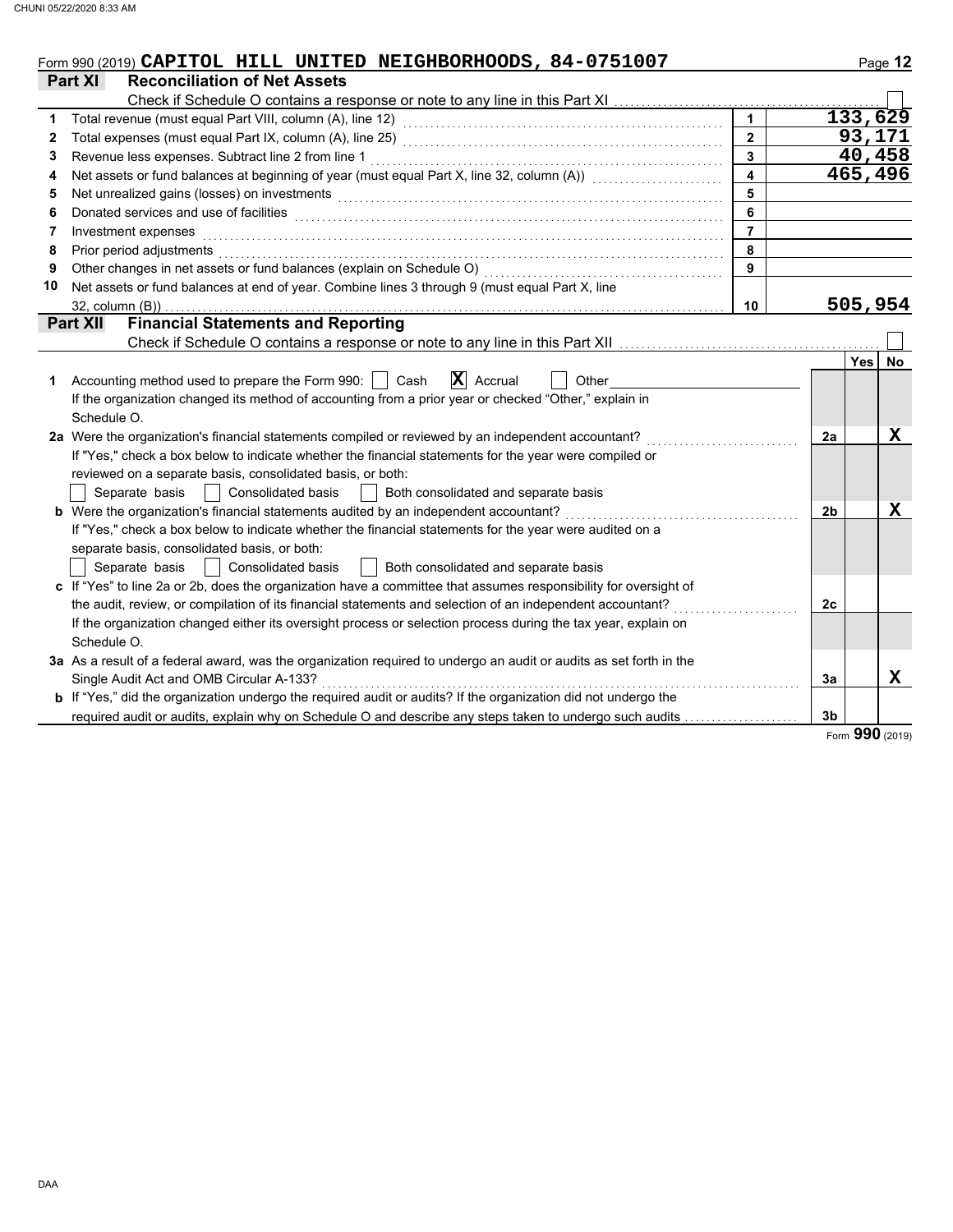Form 990 (2019) **CAPITOL HILL UNITED NEIGHBORHOODS, 84-0751007**

## Part XI Reconciliation of Net Assets

Check if Schedule O contains a response or note to any line in this Part XI ☐

| | | | |
|---|---|---|---|
| 1 | Total revenue (must equal Part VIII, column (A), line 12) | 1 | 133,629 |
| 2 | Total expenses (must equal Part IX, column (A), line 25) | 2 | 93,171 |
| 3 | Revenue less expenses. Subtract line 2 from line 1 | 3 | 40,458 |
| 4 | Net assets or fund balances at beginning of year (must equal Part X, line 32, column (A)) | 4 | 465,496 |
| 5 | Net unrealized gains (losses) on investments | 5 | |
| 6 | Donated services and use of facilities | 6 | |
| 7 | Investment expenses | 7 | |
| 8 | Prior period adjustments | 8 | |
| 9 | Other changes in net assets or fund balances (explain on Schedule O) | 9 | |
| 10 | Net assets or fund balances at end of year. Combine lines 3 through 9 (must equal Part X, line 32, column (B)) | 10 | 505,954 |

## Part XII Financial Statements and Reporting

Check if Schedule O contains a response or note to any line in this Part XII ☐

| | | | Yes | No |
|---|---|---|---|---|
| 1 | Accounting method used to prepare the Form 990: ☐ Cash ☒ Accrual ☐ Other<br>If the organization changed its method of accounting from a prior year or checked "Other," explain in Schedule O. | | | |
| 2a | Were the organization's financial statements compiled or reviewed by an independent accountant?<br>If "Yes," check a box below to indicate whether the financial statements for the year were compiled or reviewed on a separate basis, consolidated basis, or both:<br>☐ Separate basis ☐ Consolidated basis ☐ Both consolidated and separate basis | 2a | | X |
| b | Were the organization's financial statements audited by an independent accountant?<br>If "Yes," check a box below to indicate whether the financial statements for the year were audited on a separate basis, consolidated basis, or both:<br>☐ Separate basis ☐ Consolidated basis ☐ Both consolidated and separate basis | 2b | | X |
| c | If "Yes" to line 2a or 2b, does the organization have a committee that assumes responsibility for oversight of the audit, review, or compilation of its financial statements and selection of an independent accountant?<br>If the organization changed either its oversight process or selection process during the tax year, explain on Schedule O. | 2c | | |
| 3a | As a result of a federal award, was the organization required to undergo an audit or audits as set forth in the Single Audit Act and OMB Circular A-133? | 3a | | X |
| b | If "Yes," did the organization undergo the required audit or audits? If the organization did not undergo the required audit or audits, explain why on Schedule O and describe any steps taken to undergo such audits | 3b | | |

Form **990** (2019)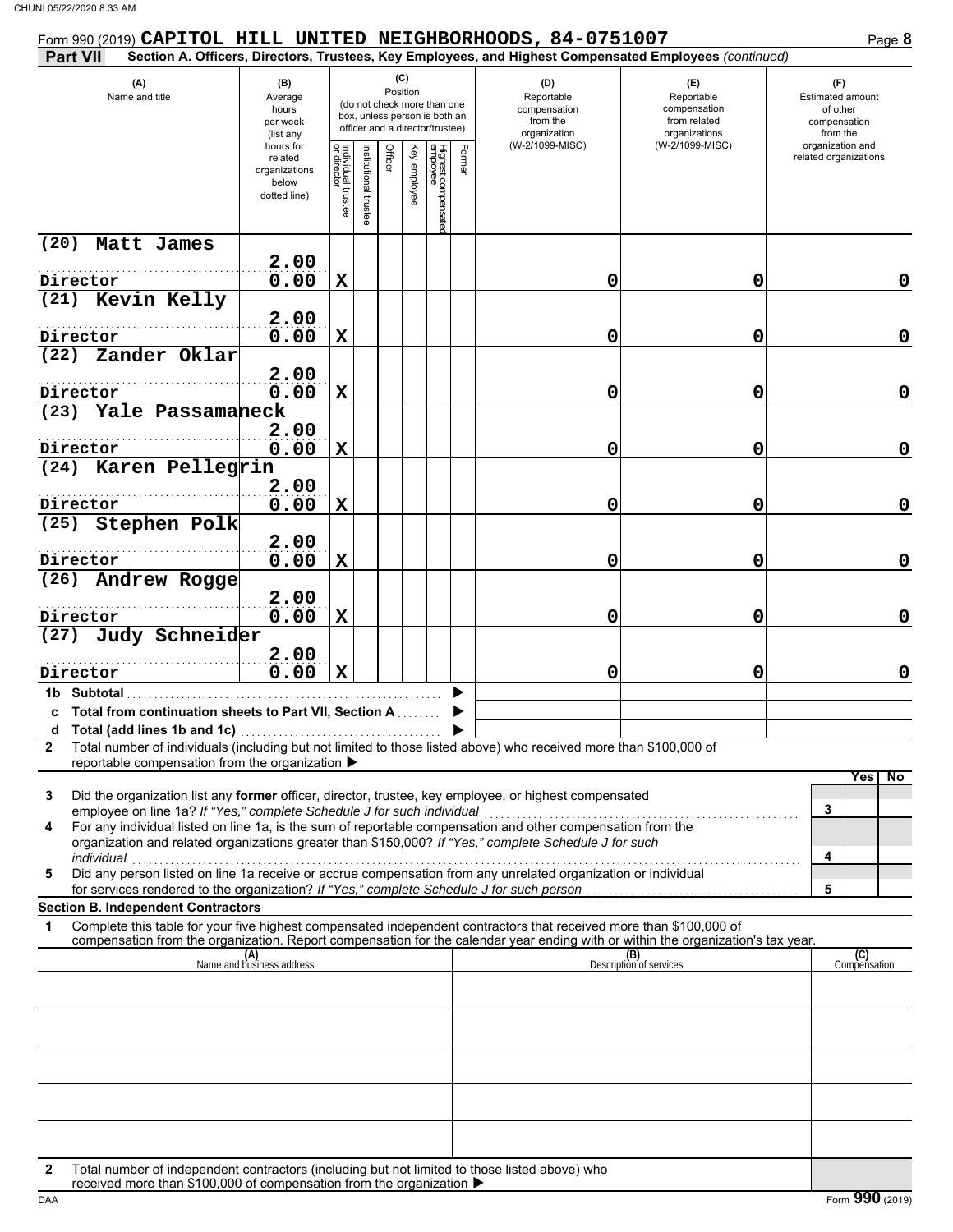Form 990 (2019) **CAPITOL HILL UNITED NEIGHBORHOODS, 84-0751007**

**Part VII** **Section A. Officers, Directors, Trustees, Key Employees, and Highest Compensated Employees** *(continued)*

| (A) Name and title | (B) Average hours per week (list any hours for related organizations below dotted line) | (C) Position: Individual trustee or director | Institutional trustee | Officer | Key employee | Highest compensated employee | Former | (D) Reportable compensation from the organization (W-2/1099-MISC) | (E) Reportable compensation from related organizations (W-2/1099-MISC) | (F) Estimated amount of other compensation from the organization and related organizations |
|---|---|---|---|---|---|---|---|---|---|---|
| (20) Matt James<br>Director | 2.00<br>0.00 | X | | | | | | 0 | 0 | 0 |
| (21) Kevin Kelly<br>Director | 2.00<br>0.00 | X | | | | | | 0 | 0 | 0 |
| (22) Zander Oklar<br>Director | 2.00<br>0.00 | X | | | | | | 0 | 0 | 0 |
| (23) Yale Passamaneck<br>Director | 2.00<br>0.00 | X | | | | | | 0 | 0 | 0 |
| (24) Karen Pellegrin<br>Director | 2.00<br>0.00 | X | | | | | | 0 | 0 | 0 |
| (25) Stephen Polk<br>Director | 2.00<br>0.00 | X | | | | | | 0 | 0 | 0 |
| (26) Andrew Rogge<br>Director | 2.00<br>0.00 | X | | | | | | 0 | 0 | 0 |
| (27) Judy Schneider<br>Director | 2.00<br>0.00 | X | | | | | | 0 | 0 | 0 |
| **1b Subtotal** | | | | | | | | | | |
| **c Total from continuation sheets to Part VII, Section A** | | | | | | | | | | |
| **d Total (add lines 1b and 1c)** | | | | | | | | | | |

**2** Total number of individuals (including but not limited to those listed above) who received more than $100,000 of reportable compensation from the organization ▶

| | | Yes | No |
|---|---|---|---|
| **3** Did the organization list any **former** officer, director, trustee, key employee, or highest compensated employee on line 1a? *If "Yes," complete Schedule J for such individual* | 3 | | |
| **4** For any individual listed on line 1a, is the sum of reportable compensation and other compensation from the organization and related organizations greater than $150,000? *If "Yes," complete Schedule J for such individual* | 4 | | |
| **5** Did any person listed on line 1a receive or accrue compensation from any unrelated organization or individual for services rendered to the organization? *If "Yes," complete Schedule J for such person* | 5 | | |

**Section B. Independent Contractors**

**1** Complete this table for your five highest compensated independent contractors that received more than $100,000 of compensation from the organization. Report compensation for the calendar year ending with or within the organization's tax year.

| (A) Name and business address | (B) Description of services | (C) Compensation |
|---|---|---|
| | | |
| | | |
| | | |
| | | |
| | | |

**2** Total number of independent contractors (including but not limited to those listed above) who received more than $100,000 of compensation from the organization ▶

Form **990** (2019)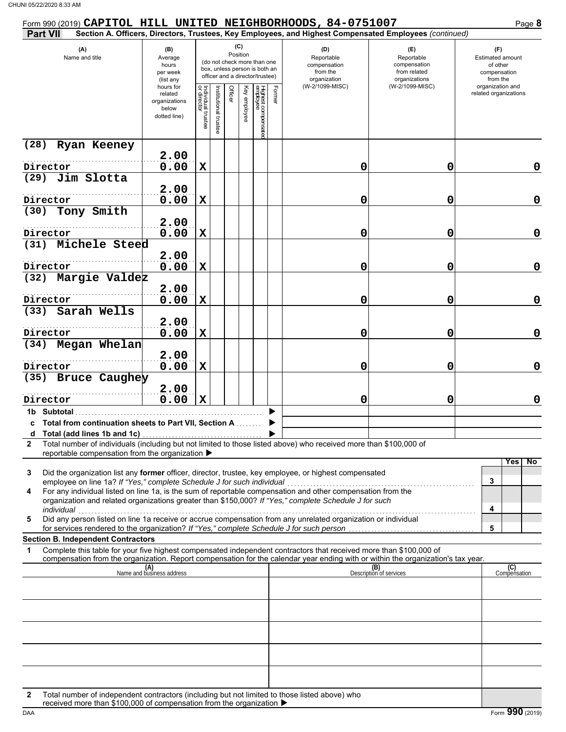Form 990 (2019) **CAPITOL HILL UNITED NEIGHBORHOODS, 84-0751007** Page **8**

**Part VII** **Section A. Officers, Directors, Trustees, Key Employees, and Highest Compensated Employees** *(continued)*

| (A) Name and title | (B) Average hours per week (list any hours for related organizations below dotted line) | (C) Position (do not check more than one box, unless person is both an officer and a director/trustee): Individual trustee or director | Institutional trustee | Officer | Key employee | Highest compensated employee | Former | (D) Reportable compensation from the organization (W-2/1099-MISC) | (E) Reportable compensation from related organizations (W-2/1099-MISC) | (F) Estimated amount of other compensation from the organization and related organizations |
|---|---|---|---|---|---|---|---|---|---|---|
| (28) Ryan Keeney<br>Director | 2.00<br>0.00 | X | | | | | | 0 | 0 | 0 |
| (29) Jim Slotta<br>Director | 2.00<br>0.00 | X | | | | | | 0 | 0 | 0 |
| (30) Tony Smith<br>Director | 2.00<br>0.00 | X | | | | | | 0 | 0 | 0 |
| (31) Michele Steed<br>Director | 2.00<br>0.00 | X | | | | | | 0 | 0 | 0 |
| (32) Margie Valdez<br>Director | 2.00<br>0.00 | X | | | | | | 0 | 0 | 0 |
| (33) Sarah Wells<br>Director | 2.00<br>0.00 | X | | | | | | 0 | 0 | 0 |
| (34) Megan Whelan<br>Director | 2.00<br>0.00 | X | | | | | | 0 | 0 | 0 |
| (35) Bruce Caughey<br>Director | 2.00<br>0.00 | X | | | | | | 0 | 0 | 0 |
| 1b Subtotal | | | | | | | | | | |
| c Total from continuation sheets to Part VII, Section A | | | | | | | | | | |
| d Total (add lines 1b and 1c) | | | | | | | | | | |

**2** Total number of individuals (including but not limited to those listed above) who received more than $100,000 of reportable compensation from the organization ▶

| | | Yes | No |
|---|---|---|---|
| **3** Did the organization list any **former** officer, director, trustee, key employee, or highest compensated employee on line 1a? *If "Yes," complete Schedule J for such individual* | 3 | | |
| **4** For any individual listed on line 1a, is the sum of reportable compensation and other compensation from the organization and related organizations greater than $150,000? *If "Yes," complete Schedule J for such individual* | 4 | | |
| **5** Did any person listed on line 1a receive or accrue compensation from any unrelated organization or individual for services rendered to the organization? *If "Yes," complete Schedule J for such person* | 5 | | |

**Section B. Independent Contractors**

**1** Complete this table for your five highest compensated independent contractors that received more than $100,000 of compensation from the organization. Report compensation for the calendar year ending with or within the organization's tax year.

| (A) Name and business address | (B) Description of services | (C) Compensation |
|---|---|---|
| | | |
| | | |
| | | |
| | | |
| | | |

**2** Total number of independent contractors (including but not limited to those listed above) who received more than $100,000 of compensation from the organization ▶

DAA Form **990** (2019)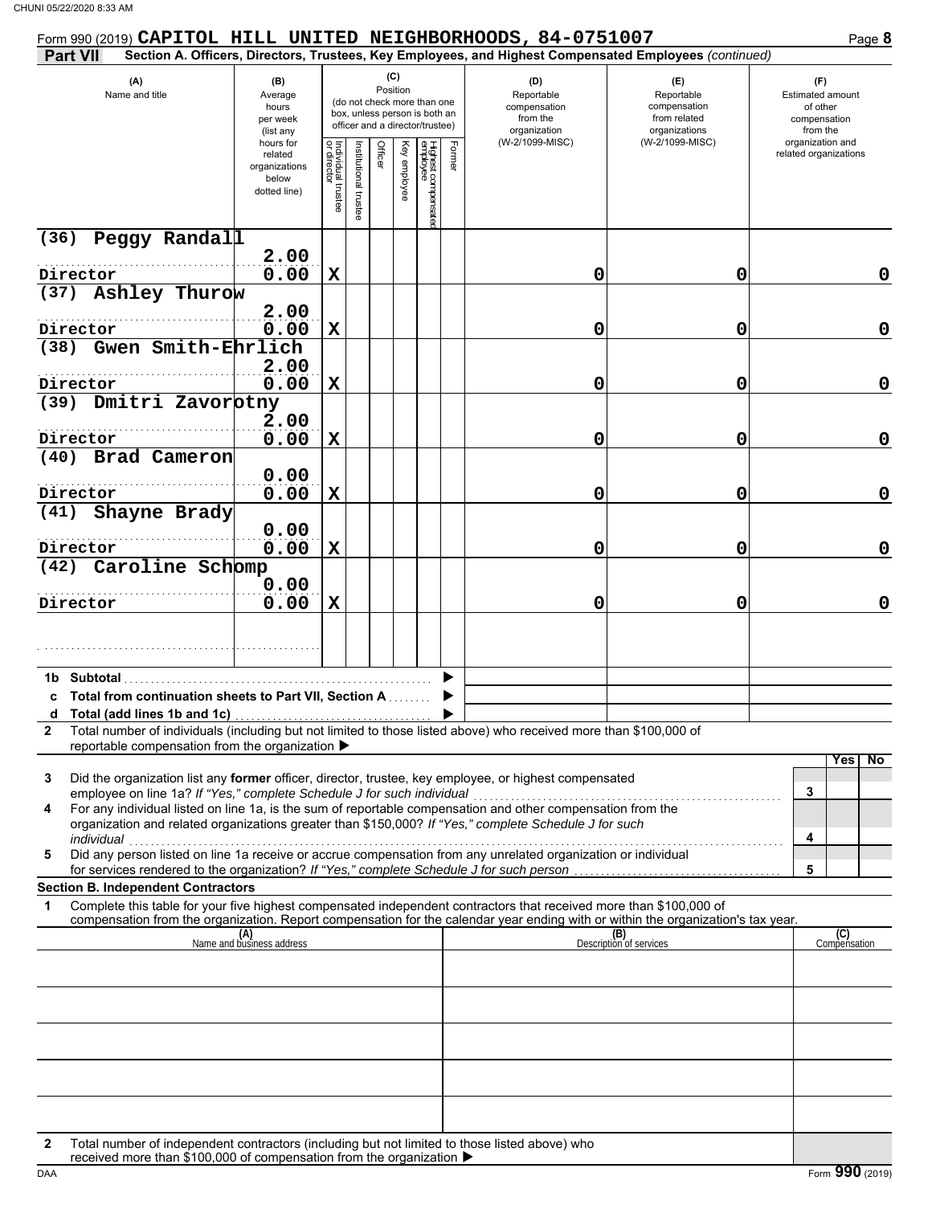Form 990 (2019) **CAPITOL HILL UNITED NEIGHBORHOODS, 84-0751007** Page **8**

**Part VII** **Section A. Officers, Directors, Trustees, Key Employees, and Highest Compensated Employees** *(continued)*

| (A) Name and title | (B) Average hours per week (list any hours for related organizations below dotted line) | (C) Position: Individual trustee or director | Institutional trustee | Officer | Key employee | Highest compensated employee | Former | (D) Reportable compensation from the organization (W-2/1099-MISC) | (E) Reportable compensation from related organizations (W-2/1099-MISC) | (F) Estimated amount of other compensation from the organization and related organizations |
|---|---|---|---|---|---|---|---|---|---|---|
| (36) Peggy Randall<br>Director | 2.00<br>0.00 | X | | | | | | 0 | 0 | 0 |
| (37) Ashley Thurow<br>Director | 2.00<br>0.00 | X | | | | | | 0 | 0 | 0 |
| (38) Gwen Smith-Ehrlich<br>Director | 2.00<br>0.00 | X | | | | | | 0 | 0 | 0 |
| (39) Dmitri Zavorotny<br>Director | 2.00<br>0.00 | X | | | | | | 0 | 0 | 0 |
| (40) Brad Cameron<br>Director | 0.00<br>0.00 | X | | | | | | 0 | 0 | 0 |
| (41) Shayne Brady<br>Director | 0.00<br>0.00 | X | | | | | | 0 | 0 | 0 |
| (42) Caroline Schomp<br>Director | 0.00<br>0.00 | X | | | | | | 0 | 0 | 0 |
| | | | | | | | | | | |

**1b Subtotal** ▶

**c Total from continuation sheets to Part VII, Section A** ▶

**d Total (add lines 1b and 1c)** ▶

**2** Total number of individuals (including but not limited to those listed above) who received more than $100,000 of reportable compensation from the organization ▶

| | | | Yes | No |
|---|---|---|---|---|
| **3** | Did the organization list any **former** officer, director, trustee, key employee, or highest compensated employee on line 1a? *If "Yes," complete Schedule J for such individual* | 3 | | |
| **4** | For any individual listed on line 1a, is the sum of reportable compensation and other compensation from the organization and related organizations greater than $150,000? *If "Yes," complete Schedule J for such individual* | 4 | | |
| **5** | Did any person listed on line 1a receive or accrue compensation from any unrelated organization or individual for services rendered to the organization? *If "Yes," complete Schedule J for such person* | 5 | | |

**Section B. Independent Contractors**

**1** Complete this table for your five highest compensated independent contractors that received more than $100,000 of compensation from the organization. Report compensation for the calendar year ending with or within the organization's tax year.

| (A) Name and business address | (B) Description of services | (C) Compensation |
|---|---|---|
| | | |
| | | |
| | | |
| | | |
| | | |

**2** Total number of independent contractors (including but not limited to those listed above) who received more than $100,000 of compensation from the organization ▶

Form **990** (2019)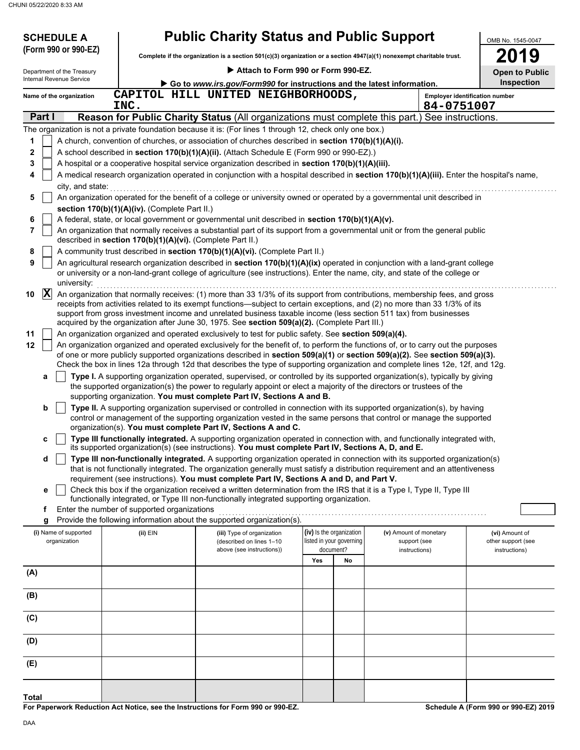**SCHEDULE A (Form 990 or 990-EZ)**

Department of the Treasury
Internal Revenue Service

# Public Charity Status and Public Support

**Complete if the organization is a section 501(c)(3) organization or a section 4947(a)(1) nonexempt charitable trust.**

▶ **Attach to Form 990 or Form 990-EZ.**

▶ **Go to *www.irs.gov/Form990* for instructions and the latest information.**

OMB No. 1545-0047

**2019**

**Open to Public Inspection**

Name of the organization: CAPITOL HILL UNITED NEIGHBORHOODS, INC.

Employer identification number: 84-0751007

## Part I — Reason for Public Charity Status (All organizations must complete this part.) See instructions.

The organization is not a private foundation because it is: (For lines 1 through 12, check only one box.)

1. ☐ A church, convention of churches, or association of churches described in **section 170(b)(1)(A)(i).**
2. ☐ A school described in **section 170(b)(1)(A)(ii).** (Attach Schedule E (Form 990 or 990-EZ).)
3. ☐ A hospital or a cooperative hospital service organization described in **section 170(b)(1)(A)(iii).**
4. ☐ A medical research organization operated in conjunction with a hospital described in **section 170(b)(1)(A)(iii).** Enter the hospital's name, city, and state:
5. ☐ An organization operated for the benefit of a college or university owned or operated by a governmental unit described in **section 170(b)(1)(A)(iv).** (Complete Part II.)
6. ☐ A federal, state, or local government or governmental unit described in **section 170(b)(1)(A)(v).**
7. ☐ An organization that normally receives a substantial part of its support from a governmental unit or from the general public described in **section 170(b)(1)(A)(vi).** (Complete Part II.)
8. ☐ A community trust described in **section 170(b)(1)(A)(vi).** (Complete Part II.)
9. ☐ An agricultural research organization described in **section 170(b)(1)(A)(ix)** operated in conjunction with a land-grant college or university or a non-land-grant college of agriculture (see instructions). Enter the name, city, and state of the college or university:
10. ☒ An organization that normally receives: (1) more than 33 1/3% of its support from contributions, membership fees, and gross receipts from activities related to its exempt functions—subject to certain exceptions, and (2) no more than 33 1/3% of its support from gross investment income and unrelated business taxable income (less section 511 tax) from businesses acquired by the organization after June 30, 1975. See **section 509(a)(2).** (Complete Part III.)
11. ☐ An organization organized and operated exclusively to test for public safety. See **section 509(a)(4).**
12. ☐ An organization organized and operated exclusively for the benefit of, to perform the functions of, or to carry out the purposes of one or more publicly supported organizations described in **section 509(a)(1)** or **section 509(a)(2).** See **section 509(a)(3).** Check the box in lines 12a through 12d that describes the type of supporting organization and complete lines 12e, 12f, and 12g.
   - **a** ☐ **Type I.** A supporting organization operated, supervised, or controlled by its supported organization(s), typically by giving the supported organization(s) the power to regularly appoint or elect a majority of the directors or trustees of the supporting organization. **You must complete Part IV, Sections A and B.**
   - **b** ☐ **Type II.** A supporting organization supervised or controlled in connection with its supported organization(s), by having control or management of the supporting organization vested in the same persons that control or manage the supported organization(s). **You must complete Part IV, Sections A and C.**
   - **c** ☐ **Type III functionally integrated.** A supporting organization operated in connection with, and functionally integrated with, its supported organization(s) (see instructions). **You must complete Part IV, Sections A, D, and E.**
   - **d** ☐ **Type III non-functionally integrated.** A supporting organization operated in connection with its supported organization(s) that is not functionally integrated. The organization generally must satisfy a distribution requirement and an attentiveness requirement (see instructions). **You must complete Part IV, Sections A and D, and Part V.**
   - **e** ☐ Check this box if the organization received a written determination from the IRS that it is a Type I, Type II, Type III functionally integrated, or Type III non-functionally integrated supporting organization.
   - **f** Enter the number of supported organizations
   - **g** Provide the following information about the supported organization(s).

| (i) Name of supported organization | (ii) EIN | (iii) Type of organization (described on lines 1–10 above (see instructions)) | (iv) Is the organization listed in your governing document? Yes | No | (v) Amount of monetary support (see instructions) | (vi) Amount of other support (see instructions) |
|---|---|---|---|---|---|---|
| (A) | | | | | | |
| (B) | | | | | | |
| (C) | | | | | | |
| (D) | | | | | | |
| (E) | | | | | | |
| **Total** | | | | | | |

**For Paperwork Reduction Act Notice, see the Instructions for Form 990 or 990-EZ.**

**Schedule A (Form 990 or 990-EZ) 2019**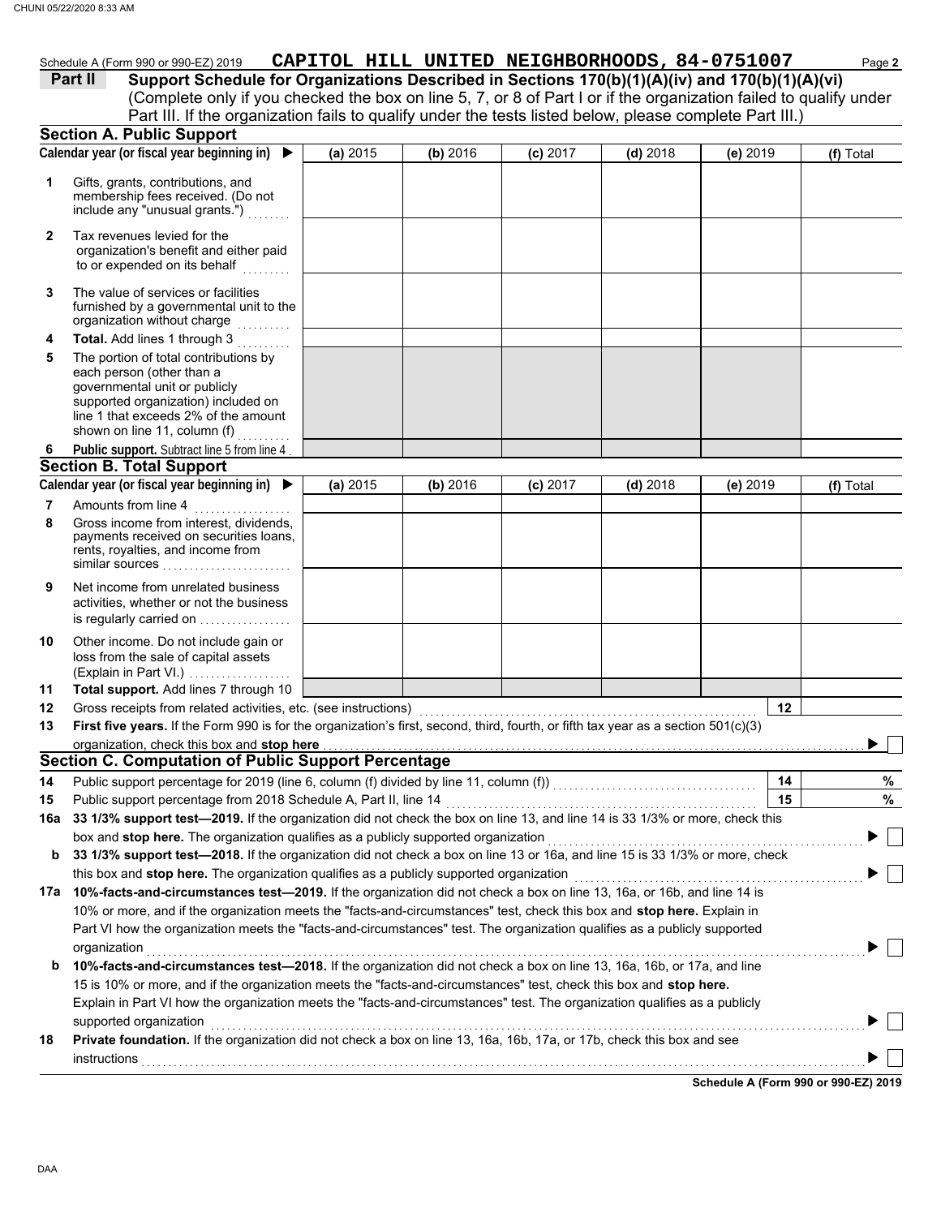Schedule A (Form 990 or 990-EZ) 2019 **CAPITOL HILL UNITED NEIGHBORHOODS, 84-0751007**

**Part II Support Schedule for Organizations Described in Sections 170(b)(1)(A)(iv) and 170(b)(1)(A)(vi)**
(Complete only if you checked the box on line 5, 7, or 8 of Part I or if the organization failed to qualify under Part III. If the organization fails to qualify under the tests listed below, please complete Part III.)

## Section A. Public Support

| Calendar year (or fiscal year beginning in) ▶ | (a) 2015 | (b) 2016 | (c) 2017 | (d) 2018 | (e) 2019 | (f) Total |
|---|---|---|---|---|---|---|
| 1 Gifts, grants, contributions, and membership fees received. (Do not include any "unusual grants.") | | | | | | |
| 2 Tax revenues levied for the organization's benefit and either paid to or expended on its behalf | | | | | | |
| 3 The value of services or facilities furnished by a governmental unit to the organization without charge | | | | | | |
| 4 **Total.** Add lines 1 through 3 | | | | | | |
| 5 The portion of total contributions by each person (other than a governmental unit or publicly supported organization) included on line 1 that exceeds 2% of the amount shown on line 11, column (f) | | | | | | |
| 6 **Public support.** Subtract line 5 from line 4 | | | | | | |

## Section B. Total Support

| Calendar year (or fiscal year beginning in) ▶ | (a) 2015 | (b) 2016 | (c) 2017 | (d) 2018 | (e) 2019 | (f) Total |
|---|---|---|---|---|---|---|
| 7 Amounts from line 4 | | | | | | |
| 8 Gross income from interest, dividends, payments received on securities loans, rents, royalties, and income from similar sources | | | | | | |
| 9 Net income from unrelated business activities, whether or not the business is regularly carried on | | | | | | |
| 10 Other income. Do not include gain or loss from the sale of capital assets (Explain in Part VI.) | | | | | | |
| 11 **Total support.** Add lines 7 through 10 | | | | | | |

12 Gross receipts from related activities, etc. (see instructions) | 12 |

13 **First five years.** If the Form 990 is for the organization's first, second, third, fourth, or fifth tax year as a section 501(c)(3) organization, check this box and **stop here** ▶ ☐

## Section C. Computation of Public Support Percentage

14 Public support percentage for 2019 (line 6, column (f) divided by line 11, column (f)) | 14 | %

15 Public support percentage from 2018 Schedule A, Part II, line 14 | 15 | %

16a **33 1/3% support test—2019.** If the organization did not check the box on line 13, and line 14 is 33 1/3% or more, check this box and **stop here.** The organization qualifies as a publicly supported organization ▶ ☐

b **33 1/3% support test—2018.** If the organization did not check a box on line 13 or 16a, and line 15 is 33 1/3% or more, check this box and **stop here.** The organization qualifies as a publicly supported organization ▶ ☐

17a **10%-facts-and-circumstances test—2019.** If the organization did not check a box on line 13, 16a, or 16b, and line 14 is 10% or more, and if the organization meets the "facts-and-circumstances" test, check this box and **stop here.** Explain in Part VI how the organization meets the "facts-and-circumstances" test. The organization qualifies as a publicly supported organization ▶ ☐

b **10%-facts-and-circumstances test—2018.** If the organization did not check a box on line 13, 16a, 16b, or 17a, and line 15 is 10% or more, and if the organization meets the "facts-and-circumstances" test, check this box and **stop here.** Explain in Part VI how the organization meets the "facts-and-circumstances" test. The organization qualifies as a publicly supported organization ▶ ☐

18 **Private foundation.** If the organization did not check a box on line 13, 16a, 16b, 17a, or 17b, check this box and see instructions ▶ ☐

**Schedule A (Form 990 or 990-EZ) 2019**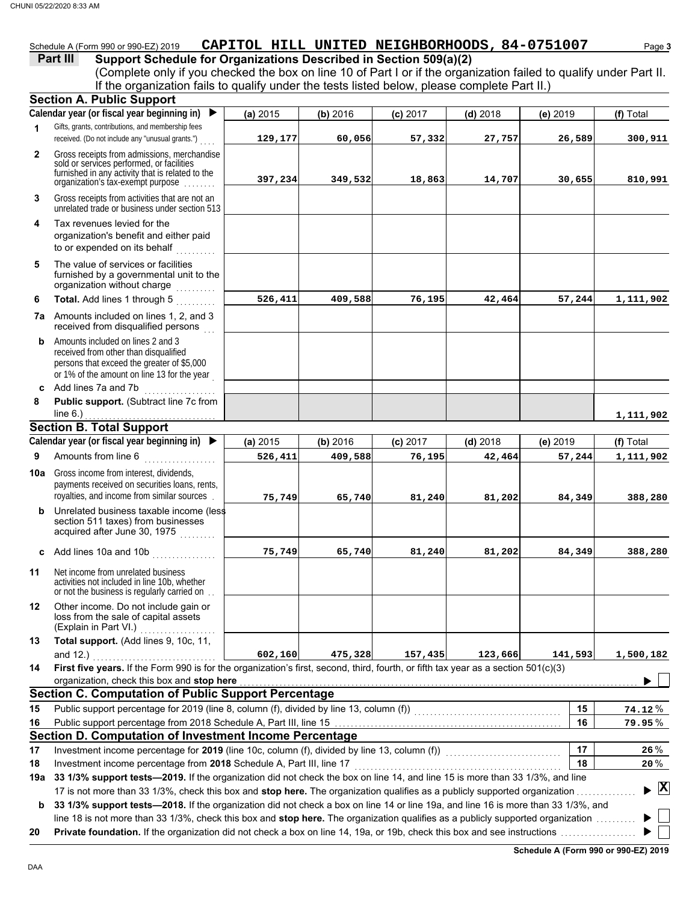Schedule A (Form 990 or 990-EZ) 2019 **CAPITOL HILL UNITED NEIGHBORHOODS, 84-0751007**

## Part III Support Schedule for Organizations Described in Section 509(a)(2)

(Complete only if you checked the box on line 10 of Part I or if the organization failed to qualify under Part II. If the organization fails to qualify under the tests listed below, please complete Part II.)

### Section A. Public Support

| | Calendar year (or fiscal year beginning in) ▶ | (a) 2015 | (b) 2016 | (c) 2017 | (d) 2018 | (e) 2019 | (f) Total |
|---|---|---|---|---|---|---|---|
| 1 | Gifts, grants, contributions, and membership fees received. (Do not include any "unusual grants.") | 129,177 | 60,056 | 57,332 | 27,757 | 26,589 | 300,911 |
| 2 | Gross receipts from admissions, merchandise sold or services performed, or facilities furnished in any activity that is related to the organization's tax-exempt purpose | 397,234 | 349,532 | 18,863 | 14,707 | 30,655 | 810,991 |
| 3 | Gross receipts from activities that are not an unrelated trade or business under section 513 | | | | | | |
| 4 | Tax revenues levied for the organization's benefit and either paid to or expended on its behalf | | | | | | |
| 5 | The value of services or facilities furnished by a governmental unit to the organization without charge | | | | | | |
| 6 | **Total.** Add lines 1 through 5 | 526,411 | 409,588 | 76,195 | 42,464 | 57,244 | 1,111,902 |
| 7a | Amounts included on lines 1, 2, and 3 received from disqualified persons | | | | | | |
| b | Amounts included on lines 2 and 3 received from other than disqualified persons that exceed the greater of $5,000 or 1% of the amount on line 13 for the year | | | | | | |
| c | Add lines 7a and 7b | | | | | | |
| 8 | **Public support.** (Subtract line 7c from line 6.) | | | | | | 1,111,902 |

### Section B. Total Support

| | Calendar year (or fiscal year beginning in) ▶ | (a) 2015 | (b) 2016 | (c) 2017 | (d) 2018 | (e) 2019 | (f) Total |
|---|---|---|---|---|---|---|---|
| 9 | Amounts from line 6 | 526,411 | 409,588 | 76,195 | 42,464 | 57,244 | 1,111,902 |
| 10a | Gross income from interest, dividends, payments received on securities loans, rents, royalties, and income from similar sources | 75,749 | 65,740 | 81,240 | 81,202 | 84,349 | 388,280 |
| b | Unrelated business taxable income (less section 511 taxes) from businesses acquired after June 30, 1975 | | | | | | |
| c | Add lines 10a and 10b | 75,749 | 65,740 | 81,240 | 81,202 | 84,349 | 388,280 |
| 11 | Net income from unrelated business activities not included in line 10b, whether or not the business is regularly carried on | | | | | | |
| 12 | Other income. Do not include gain or loss from the sale of capital assets (Explain in Part VI.) | | | | | | |
| 13 | **Total support.** (Add lines 9, 10c, 11, and 12.) | 602,160 | 475,328 | 157,435 | 123,666 | 141,593 | 1,500,182 |

**14** **First five years.** If the Form 990 is for the organization's first, second, third, fourth, or fifth tax year as a section 501(c)(3) organization, check this box and **stop here** ▶ ☐

### Section C. Computation of Public Support Percentage

| | | | |
|---|---|---|---|
| 15 | Public support percentage for 2019 (line 8, column (f), divided by line 13, column (f)) | 15 | 74.12 % |
| 16 | Public support percentage from 2018 Schedule A, Part III, line 15 | 16 | 79.95 % |

### Section D. Computation of Investment Income Percentage

| | | | |
|---|---|---|---|
| 17 | Investment income percentage for **2019** (line 10c, column (f), divided by line 13, column (f)) | 17 | 26 % |
| 18 | Investment income percentage from **2018** Schedule A, Part III, line 17 | 18 | 20 % |

**19a** **33 1/3% support tests—2019.** If the organization did not check the box on line 14, and line 15 is more than 33 1/3%, and line 17 is not more than 33 1/3%, check this box and **stop here.** The organization qualifies as a publicly supported organization ▶ ☒

**b** **33 1/3% support tests—2018.** If the organization did not check a box on line 14 or line 19a, and line 16 is more than 33 1/3%, and line 18 is not more than 33 1/3%, check this box and **stop here.** The organization qualifies as a publicly supported organization ▶ ☐

**20** **Private foundation.** If the organization did not check a box on line 14, 19a, or 19b, check this box and see instructions ▶ ☐

**Schedule A (Form 990 or 990-EZ) 2019**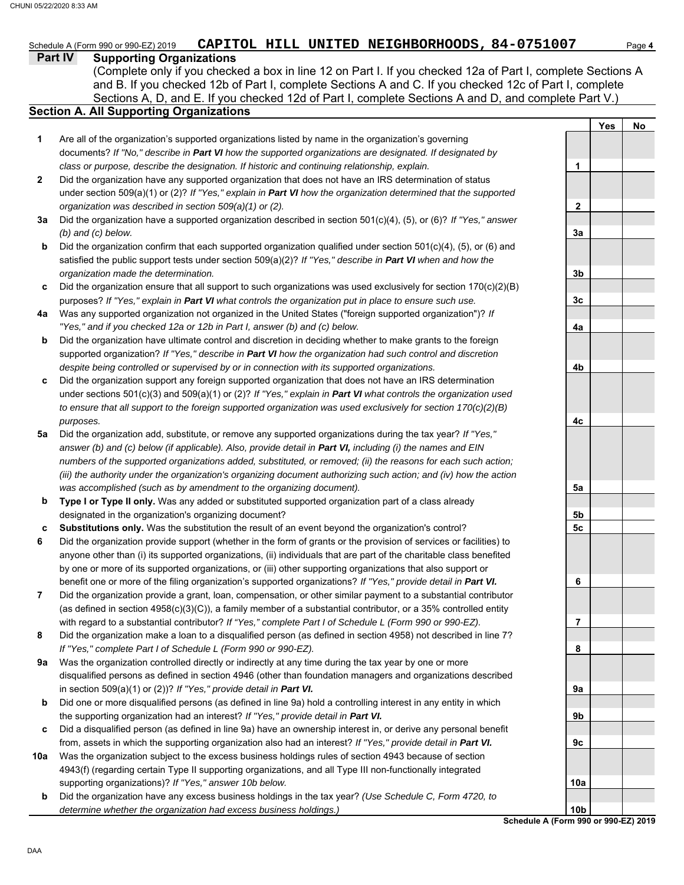Schedule A (Form 990 or 990-EZ) 2019 **CAPITOL HILL UNITED NEIGHBORHOODS, 84-0751007**

## Part IV Supporting Organizations

(Complete only if you checked a box in line 12 on Part I. If you checked 12a of Part I, complete Sections A and B. If you checked 12b of Part I, complete Sections A and C. If you checked 12c of Part I, complete Sections A, D, and E. If you checked 12d of Part I, complete Sections A and D, and complete Part V.)

### Section A. All Supporting Organizations

| | | | Yes | No |
|---|---|---|---|---|
| **1** | Are all of the organization's supported organizations listed by name in the organization's governing documents? *If "No," describe in **Part VI** how the supported organizations are designated. If designated by class or purpose, describe the designation. If historic and continuing relationship, explain.* | 1 | | |
| **2** | Did the organization have any supported organization that does not have an IRS determination of status under section 509(a)(1) or (2)? *If "Yes," explain in **Part VI** how the organization determined that the supported organization was described in section 509(a)(1) or (2).* | 2 | | |
| **3a** | Did the organization have a supported organization described in section 501(c)(4), (5), or (6)? *If "Yes," answer (b) and (c) below.* | 3a | | |
| **b** | Did the organization confirm that each supported organization qualified under section 501(c)(4), (5), or (6) and satisfied the public support tests under section 509(a)(2)? *If "Yes," describe in **Part VI** when and how the organization made the determination.* | 3b | | |
| **c** | Did the organization ensure that all support to such organizations was used exclusively for section 170(c)(2)(B) purposes? *If "Yes," explain in **Part VI** what controls the organization put in place to ensure such use.* | 3c | | |
| **4a** | Was any supported organization not organized in the United States ("foreign supported organization")? *If "Yes," and if you checked 12a or 12b in Part I, answer (b) and (c) below.* | 4a | | |
| **b** | Did the organization have ultimate control and discretion in deciding whether to make grants to the foreign supported organization? *If "Yes," describe in **Part VI** how the organization had such control and discretion despite being controlled or supervised by or in connection with its supported organizations.* | 4b | | |
| **c** | Did the organization support any foreign supported organization that does not have an IRS determination under sections 501(c)(3) and 509(a)(1) or (2)? *If "Yes," explain in **Part VI** what controls the organization used to ensure that all support to the foreign supported organization was used exclusively for section 170(c)(2)(B) purposes.* | 4c | | |
| **5a** | Did the organization add, substitute, or remove any supported organizations during the tax year? *If "Yes," answer (b) and (c) below (if applicable). Also, provide detail in **Part VI,** including (i) the names and EIN numbers of the supported organizations added, substituted, or removed; (ii) the reasons for each such action; (iii) the authority under the organization's organizing document authorizing such action; and (iv) how the action was accomplished (such as by amendment to the organizing document).* | 5a | | |
| **b** | **Type I or Type II only.** Was any added or substituted supported organization part of a class already designated in the organization's organizing document? | 5b | | |
| **c** | **Substitutions only.** Was the substitution the result of an event beyond the organization's control? | 5c | | |
| **6** | Did the organization provide support (whether in the form of grants or the provision of services or facilities) to anyone other than (i) its supported organizations, (ii) individuals that are part of the charitable class benefited by one or more of its supported organizations, or (iii) other supporting organizations that also support or benefit one or more of the filing organization's supported organizations? *If "Yes," provide detail in **Part VI.*** | 6 | | |
| **7** | Did the organization provide a grant, loan, compensation, or other similar payment to a substantial contributor (as defined in section 4958(c)(3)(C)), a family member of a substantial contributor, or a 35% controlled entity with regard to a substantial contributor? *If "Yes," complete Part I of Schedule L (Form 990 or 990-EZ).* | 7 | | |
| **8** | Did the organization make a loan to a disqualified person (as defined in section 4958) not described in line 7? *If "Yes," complete Part I of Schedule L (Form 990 or 990-EZ).* | 8 | | |
| **9a** | Was the organization controlled directly or indirectly at any time during the tax year by one or more disqualified persons as defined in section 4946 (other than foundation managers and organizations described in section 509(a)(1) or (2))? *If "Yes," provide detail in **Part VI.*** | 9a | | |
| **b** | Did one or more disqualified persons (as defined in line 9a) hold a controlling interest in any entity in which the supporting organization had an interest? *If "Yes," provide detail in **Part VI.*** | 9b | | |
| **c** | Did a disqualified person (as defined in line 9a) have an ownership interest in, or derive any personal benefit from, assets in which the supporting organization also had an interest? *If "Yes," provide detail in **Part VI.*** | 9c | | |
| **10a** | Was the organization subject to the excess business holdings rules of section 4943 because of section 4943(f) (regarding certain Type II supporting organizations, and all Type III non-functionally integrated supporting organizations)? *If "Yes," answer 10b below.* | 10a | | |
| **b** | Did the organization have any excess business holdings in the tax year? *(Use Schedule C, Form 4720, to determine whether the organization had excess business holdings.)* | 10b | | |

**Schedule A (Form 990 or 990-EZ) 2019**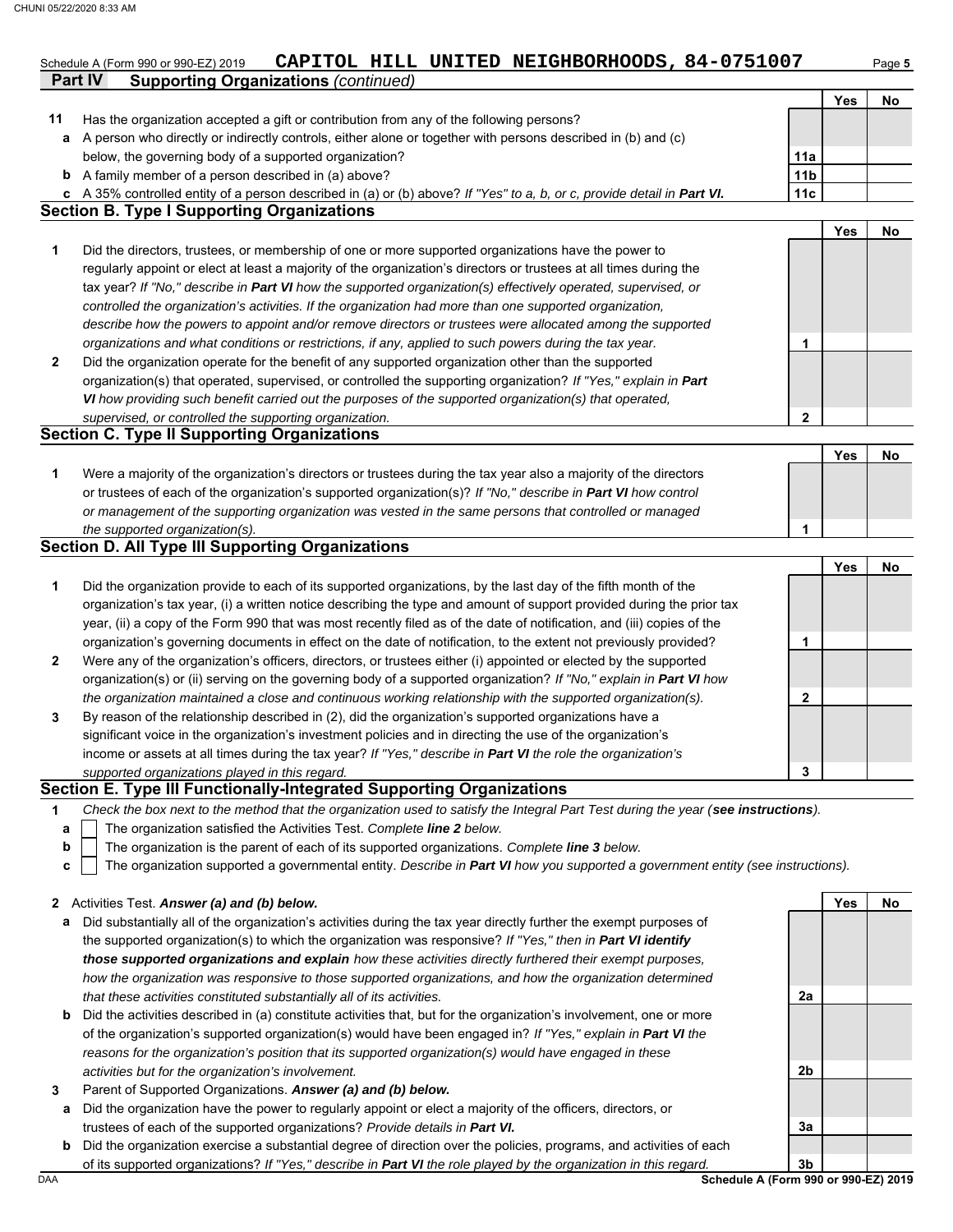Schedule A (Form 990 or 990-EZ) 2019 **CAPITOL HILL UNITED NEIGHBORHOODS, 84-0751007**

## Part IV Supporting Organizations *(continued)*

| | | | Yes | No |
|---|---|---|---|---|
| **11** | Has the organization accepted a gift or contribution from any of the following persons? | | | |
| **a** | A person who directly or indirectly controls, either alone or together with persons described in (b) and (c) below, the governing body of a supported organization? | **11a** | | |
| **b** | A family member of a person described in (a) above? | **11b** | | |
| **c** | A 35% controlled entity of a person described in (a) or (b) above? *If "Yes" to a, b, or c, provide detail in **Part VI.*** | **11c** | | |

### Section B. Type I Supporting Organizations

| | | | Yes | No |
|---|---|---|---|---|
| **1** | Did the directors, trustees, or membership of one or more supported organizations have the power to regularly appoint or elect at least a majority of the organization's directors or trustees at all times during the tax year? *If "No," describe in **Part VI** how the supported organization(s) effectively operated, supervised, or controlled the organization's activities. If the organization had more than one supported organization, describe how the powers to appoint and/or remove directors or trustees were allocated among the supported organizations and what conditions or restrictions, if any, applied to such powers during the tax year.* | **1** | | |
| **2** | Did the organization operate for the benefit of any supported organization other than the supported organization(s) that operated, supervised, or controlled the supporting organization? *If "Yes," explain in **Part VI** how providing such benefit carried out the purposes of the supported organization(s) that operated, supervised, or controlled the supporting organization.* | **2** | | |

### Section C. Type II Supporting Organizations

| | | | Yes | No |
|---|---|---|---|---|
| **1** | Were a majority of the organization's directors or trustees during the tax year also a majority of the directors or trustees of each of the organization's supported organization(s)? *If "No," describe in **Part VI** how control or management of the supporting organization was vested in the same persons that controlled or managed the supported organization(s).* | **1** | | |

### Section D. All Type III Supporting Organizations

| | | | Yes | No |
|---|---|---|---|---|
| **1** | Did the organization provide to each of its supported organizations, by the last day of the fifth month of the organization's tax year, (i) a written notice describing the type and amount of support provided during the prior tax year, (ii) a copy of the Form 990 that was most recently filed as of the date of notification, and (iii) copies of the organization's governing documents in effect on the date of notification, to the extent not previously provided? | **1** | | |
| **2** | Were any of the organization's officers, directors, or trustees either (i) appointed or elected by the supported organization(s) or (ii) serving on the governing body of a supported organization? *If "No," explain in **Part VI** how the organization maintained a close and continuous working relationship with the supported organization(s).* | **2** | | |
| **3** | By reason of the relationship described in (2), did the organization's supported organizations have a significant voice in the organization's investment policies and in directing the use of the organization's income or assets at all times during the tax year? *If "Yes," describe in **Part VI** the role the organization's supported organizations played in this regard.* | **3** | | |

### Section E. Type III Functionally-Integrated Supporting Organizations

**1** *Check the box next to the method that the organization used to satisfy the Integral Part Test during the year (**see instructions**).*

- **a** ☐ The organization satisfied the Activities Test. *Complete **line 2** below.*
- **b** ☐ The organization is the parent of each of its supported organizations. *Complete **line 3** below.*
- **c** ☐ The organization supported a governmental entity. *Describe in **Part VI** how you supported a government entity (see instructions).*

| | | | Yes | No |
|---|---|---|---|---|
| **2** | Activities Test. ***Answer (a) and (b) below.*** | | | |
| **a** | Did substantially all of the organization's activities during the tax year directly further the exempt purposes of the supported organization(s) to which the organization was responsive? *If "Yes," then in **Part VI identify those supported organizations and explain** how these activities directly furthered their exempt purposes, how the organization was responsive to those supported organizations, and how the organization determined that these activities constituted substantially all of its activities.* | **2a** | | |
| **b** | Did the activities described in (a) constitute activities that, but for the organization's involvement, one or more of the organization's supported organization(s) would have been engaged in? *If "Yes," explain in **Part VI** the reasons for the organization's position that its supported organization(s) would have engaged in these activities but for the organization's involvement.* | **2b** | | |
| **3** | Parent of Supported Organizations. ***Answer (a) and (b) below.*** | | | |
| **a** | Did the organization have the power to regularly appoint or elect a majority of the officers, directors, or trustees of each of the supported organizations? *Provide details in **Part VI.*** | **3a** | | |
| **b** | Did the organization exercise a substantial degree of direction over the policies, programs, and activities of each of its supported organizations? *If "Yes," describe in **Part VI** the role played by the organization in this regard.* | **3b** | | |

**Schedule A (Form 990 or 990-EZ) 2019**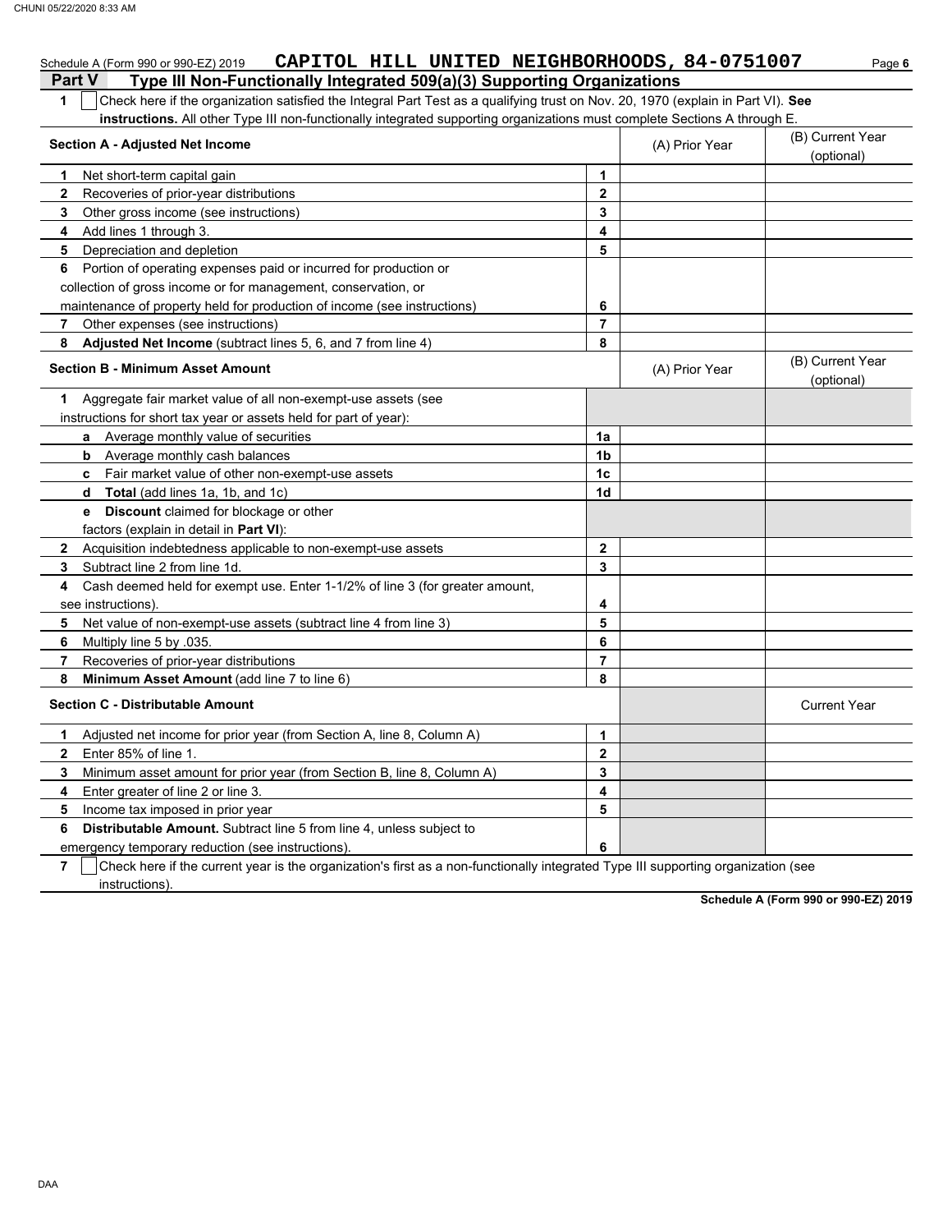Schedule A (Form 990 or 990-EZ) 2019 **CAPITOL HILL UNITED NEIGHBORHOODS, 84-0751007**

## Part V Type III Non-Functionally Integrated 509(a)(3) Supporting Organizations

**1** ☐ Check here if the organization satisfied the Integral Part Test as a qualifying trust on Nov. 20, 1970 (explain in Part VI). **See instructions.** All other Type III non-functionally integrated supporting organizations must complete Sections A through E.

| Section A - Adjusted Net Income | | (A) Prior Year | (B) Current Year (optional) |
|---|---|---|---|
| **1** Net short-term capital gain | 1 | | |
| **2** Recoveries of prior-year distributions | 2 | | |
| **3** Other gross income (see instructions) | 3 | | |
| **4** Add lines 1 through 3. | 4 | | |
| **5** Depreciation and depletion | 5 | | |
| **6** Portion of operating expenses paid or incurred for production or collection of gross income or for management, conservation, or maintenance of property held for production of income (see instructions) | 6 | | |
| **7** Other expenses (see instructions) | 7 | | |
| **8** **Adjusted Net Income** (subtract lines 5, 6, and 7 from line 4) | 8 | | |

| Section B - Minimum Asset Amount | | (A) Prior Year | (B) Current Year (optional) |
|---|---|---|---|
| **1** Aggregate fair market value of all non-exempt-use assets (see instructions for short tax year or assets held for part of year): | | | |
| **a** Average monthly value of securities | 1a | | |
| **b** Average monthly cash balances | 1b | | |
| **c** Fair market value of other non-exempt-use assets | 1c | | |
| **d** **Total** (add lines 1a, 1b, and 1c) | 1d | | |
| **e** **Discount** claimed for blockage or other factors (explain in detail in **Part VI**): | | | |
| **2** Acquisition indebtedness applicable to non-exempt-use assets | 2 | | |
| **3** Subtract line 2 from line 1d. | 3 | | |
| **4** Cash deemed held for exempt use. Enter 1-1/2% of line 3 (for greater amount, see instructions). | 4 | | |
| **5** Net value of non-exempt-use assets (subtract line 4 from line 3) | 5 | | |
| **6** Multiply line 5 by .035. | 6 | | |
| **7** Recoveries of prior-year distributions | 7 | | |
| **8** **Minimum Asset Amount** (add line 7 to line 6) | 8 | | |

| Section C - Distributable Amount | | | Current Year |
|---|---|---|---|
| **1** Adjusted net income for prior year (from Section A, line 8, Column A) | 1 | | |
| **2** Enter 85% of line 1. | 2 | | |
| **3** Minimum asset amount for prior year (from Section B, line 8, Column A) | 3 | | |
| **4** Enter greater of line 2 or line 3. | 4 | | |
| **5** Income tax imposed in prior year | 5 | | |
| **6** **Distributable Amount.** Subtract line 5 from line 4, unless subject to emergency temporary reduction (see instructions). | 6 | | |

**7** ☐ Check here if the current year is the organization's first as a non-functionally integrated Type III supporting organization (see instructions).

**Schedule A (Form 990 or 990-EZ) 2019**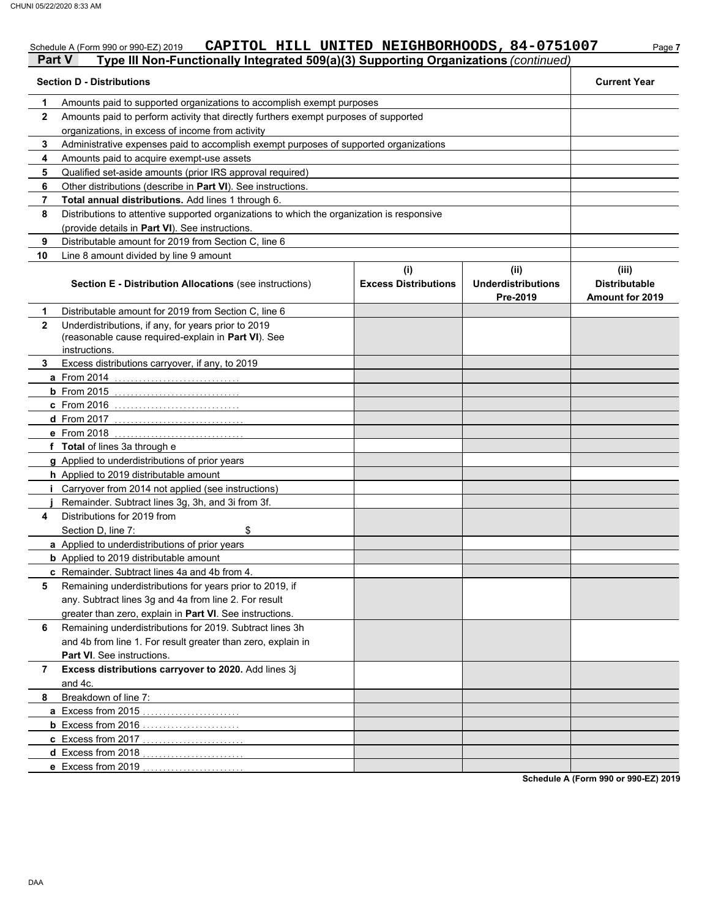Schedule A (Form 990 or 990-EZ) 2019 **CAPITOL HILL UNITED NEIGHBORHOODS, 84-0751007**

## Part V Type III Non-Functionally Integrated 509(a)(3) Supporting Organizations *(continued)*

| | **Section D - Distributions** | **Current Year** |
|---|---|---|
| **1** | Amounts paid to supported organizations to accomplish exempt purposes | |
| **2** | Amounts paid to perform activity that directly furthers exempt purposes of supported organizations, in excess of income from activity | |
| **3** | Administrative expenses paid to accomplish exempt purposes of supported organizations | |
| **4** | Amounts paid to acquire exempt-use assets | |
| **5** | Qualified set-aside amounts (prior IRS approval required) | |
| **6** | Other distributions (describe in **Part VI**). See instructions. | |
| **7** | **Total annual distributions.** Add lines 1 through 6. | |
| **8** | Distributions to attentive supported organizations to which the organization is responsive (provide details in **Part VI**). See instructions. | |
| **9** | Distributable amount for 2019 from Section C, line 6 | |
| **10** | Line 8 amount divided by line 9 amount | |

| | **Section E - Distribution Allocations** (see instructions) | **(i) Excess Distributions** | **(ii) Underdistributions Pre-2019** | **(iii) Distributable Amount for 2019** |
|---|---|---|---|---|
| **1** | Distributable amount for 2019 from Section C, line 6 | | | |
| **2** | Underdistributions, if any, for years prior to 2019 (reasonable cause required-explain in **Part VI**). See instructions. | | | |
| **3** | Excess distributions carryover, if any, to 2019 | | | |
| **a** | From 2014 | | | |
| **b** | From 2015 | | | |
| **c** | From 2016 | | | |
| **d** | From 2017 | | | |
| **e** | From 2018 | | | |
| **f** | **Total** of lines 3a through e | | | |
| **g** | Applied to underdistributions of prior years | | | |
| **h** | Applied to 2019 distributable amount | | | |
| **i** | Carryover from 2014 not applied (see instructions) | | | |
| **j** | Remainder. Subtract lines 3g, 3h, and 3i from 3f. | | | |
| **4** | Distributions for 2019 from Section D, line 7: $ | | | |
| **a** | Applied to underdistributions of prior years | | | |
| **b** | Applied to 2019 distributable amount | | | |
| **c** | Remainder. Subtract lines 4a and 4b from 4. | | | |
| **5** | Remaining underdistributions for years prior to 2019, if any. Subtract lines 3g and 4a from line 2. For result greater than zero, explain in **Part VI**. See instructions. | | | |
| **6** | Remaining underdistributions for 2019. Subtract lines 3h and 4b from line 1. For result greater than zero, explain in **Part VI**. See instructions. | | | |
| **7** | **Excess distributions carryover to 2020.** Add lines 3j and 4c. | | | |
| **8** | Breakdown of line 7: | | | |
| **a** | Excess from 2015 | | | |
| **b** | Excess from 2016 | | | |
| **c** | Excess from 2017 | | | |
| **d** | Excess from 2018 | | | |
| **e** | Excess from 2019 | | | |

**Schedule A (Form 990 or 990-EZ) 2019**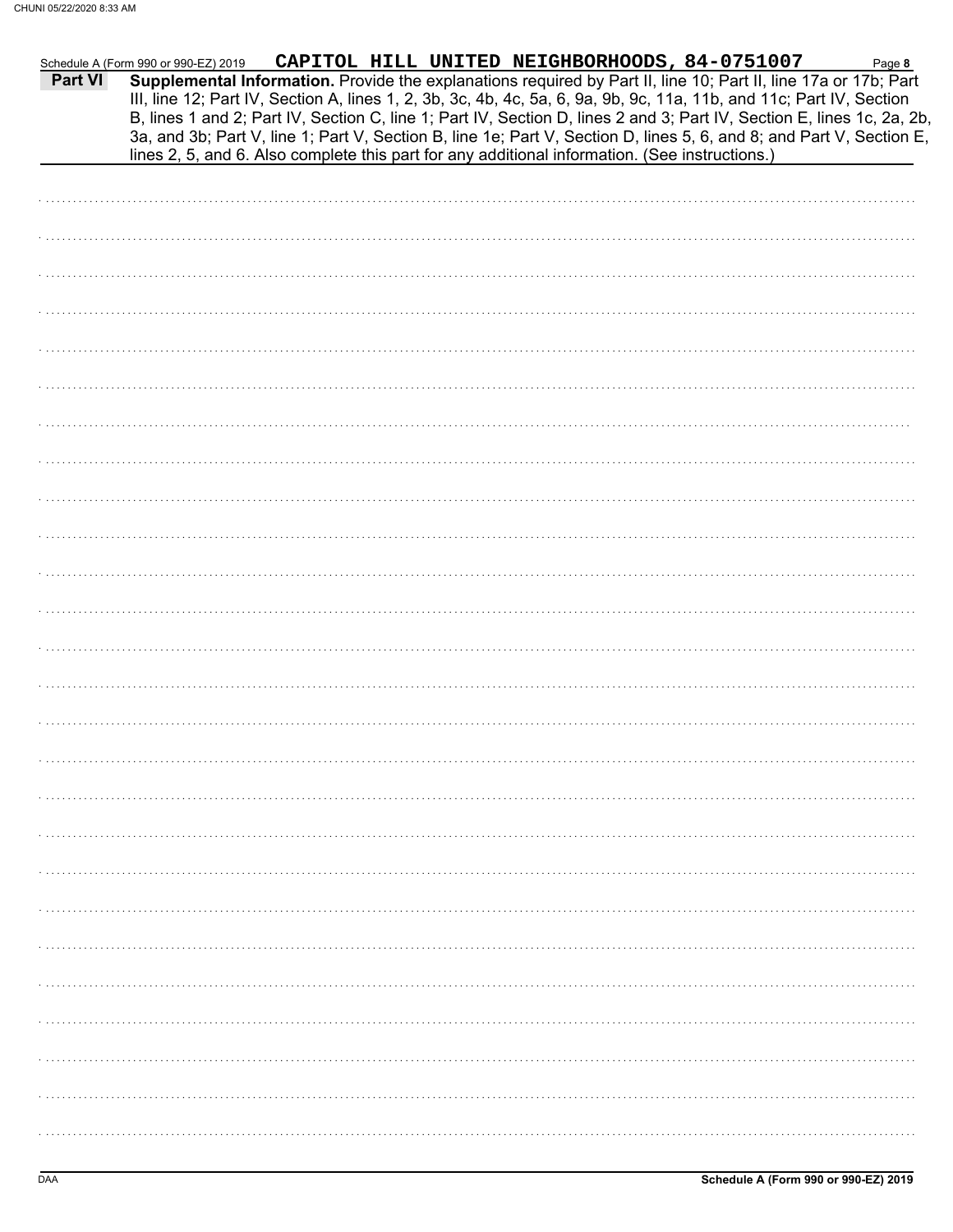Schedule A (Form 990 or 990-EZ) 2019 **CAPITOL HILL UNITED NEIGHBORHOODS, 84-0751007** Page **8**

**Part VI** **Supplemental Information.** Provide the explanations required by Part II, line 10; Part II, line 17a or 17b; Part III, line 12; Part IV, Section A, lines 1, 2, 3b, 3c, 4b, 4c, 5a, 6, 9a, 9b, 9c, 11a, 11b, and 11c; Part IV, Section B, lines 1 and 2; Part IV, Section C, line 1; Part IV, Section D, lines 2 and 3; Part IV, Section E, lines 1c, 2a, 2b, 3a, and 3b; Part V, line 1; Part V, Section B, line 1e; Part V, Section D, lines 5, 6, and 8; and Part V, Section E, lines 2, 5, and 6. Also complete this part for any additional information. (See instructions.)

DAA **Schedule A (Form 990 or 990-EZ) 2019**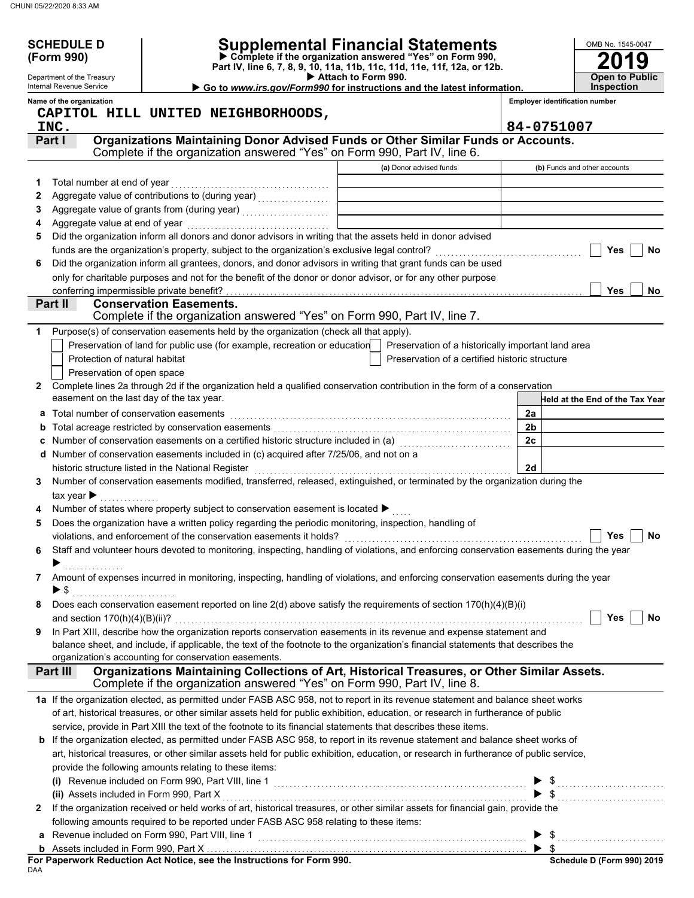**SCHEDULE D (Form 990)**

Department of the Treasury
Internal Revenue Service

# Supplemental Financial Statements

▶ Complete if the organization answered "Yes" on Form 990, Part IV, line 6, 7, 8, 9, 10, 11a, 11b, 11c, 11d, 11e, 11f, 12a, or 12b.
▶ Attach to Form 990.
▶ Go to *www.irs.gov/Form990* for instructions and the latest information.

OMB No. 1545-0047

**2019**

**Open to Public Inspection**

**Name of the organization**
CAPITOL HILL UNITED NEIGHBORHOODS, INC.

**Employer identification number**
84-0751007

## Part I Organizations Maintaining Donor Advised Funds or Other Similar Funds or Accounts.

Complete if the organization answered "Yes" on Form 990, Part IV, line 6.

| | | (a) Donor advised funds | (b) Funds and other accounts |
|---|---|---|---|
| 1 | Total number at end of year | | |
| 2 | Aggregate value of contributions to (during year) | | |
| 3 | Aggregate value of grants from (during year) | | |
| 4 | Aggregate value at end of year | | |

5 Did the organization inform all donors and donor advisors in writing that the assets held in donor advised funds are the organization's property, subject to the organization's exclusive legal control? ☐ Yes ☐ No

6 Did the organization inform all grantees, donors, and donor advisors in writing that grant funds can be used only for charitable purposes and not for the benefit of the donor or donor advisor, or for any other purpose conferring impermissible private benefit? ☐ Yes ☐ No

## Part II Conservation Easements.

Complete if the organization answered "Yes" on Form 990, Part IV, line 7.

1 Purpose(s) of conservation easements held by the organization (check all that apply).

- ☐ Preservation of land for public use (for example, recreation or education)
- ☐ Protection of natural habitat
- ☐ Preservation of open space
- ☐ Preservation of a historically important land area
- ☐ Preservation of a certified historic structure

2 Complete lines 2a through 2d if the organization held a qualified conservation contribution in the form of a conservation easement on the last day of the tax year.

| | | | Held at the End of the Tax Year |
|---|---|---|---|
| a | Total number of conservation easements | 2a | |
| b | Total acreage restricted by conservation easements | 2b | |
| c | Number of conservation easements on a certified historic structure included in (a) | 2c | |
| d | Number of conservation easements included in (c) acquired after 7/25/06, and not on a historic structure listed in the National Register | 2d | |

3 Number of conservation easements modified, transferred, released, extinguished, or terminated by the organization during the tax year ▶

4 Number of states where property subject to conservation easement is located ▶

5 Does the organization have a written policy regarding the periodic monitoring, inspection, handling of violations, and enforcement of the conservation easements it holds? ☐ Yes ☐ No

6 Staff and volunteer hours devoted to monitoring, inspecting, handling of violations, and enforcing conservation easements during the year ▶

7 Amount of expenses incurred in monitoring, inspecting, handling of violations, and enforcing conservation easements during the year ▶ $

8 Does each conservation easement reported on line 2(d) above satisfy the requirements of section 170(h)(4)(B)(i) and section 170(h)(4)(B)(ii)? ☐ Yes ☐ No

9 In Part XIII, describe how the organization reports conservation easements in its revenue and expense statement and balance sheet, and include, if applicable, the text of the footnote to the organization's financial statements that describes the organization's accounting for conservation easements.

## Part III Organizations Maintaining Collections of Art, Historical Treasures, or Other Similar Assets.

Complete if the organization answered "Yes" on Form 990, Part IV, line 8.

1a If the organization elected, as permitted under FASB ASC 958, not to report in its revenue statement and balance sheet works of art, historical treasures, or other similar assets held for public exhibition, education, or research in furtherance of public service, provide in Part XIII the text of the footnote to its financial statements that describes these items.

b If the organization elected, as permitted under FASB ASC 958, to report in its revenue statement and balance sheet works of art, historical treasures, or other similar assets held for public exhibition, education, or research in furtherance of public service, provide the following amounts relating to these items:

(i) Revenue included on Form 990, Part VIII, line 1 ▶ $

(ii) Assets included in Form 990, Part X ▶ $

2 If the organization received or held works of art, historical treasures, or other similar assets for financial gain, provide the following amounts required to be reported under FASB ASC 958 relating to these items:

a Revenue included on Form 990, Part VIII, line 1 ▶ $

b Assets included in Form 990, Part X ▶ $

**For Paperwork Reduction Act Notice, see the Instructions for Form 990.** **Schedule D (Form 990) 2019**

DAA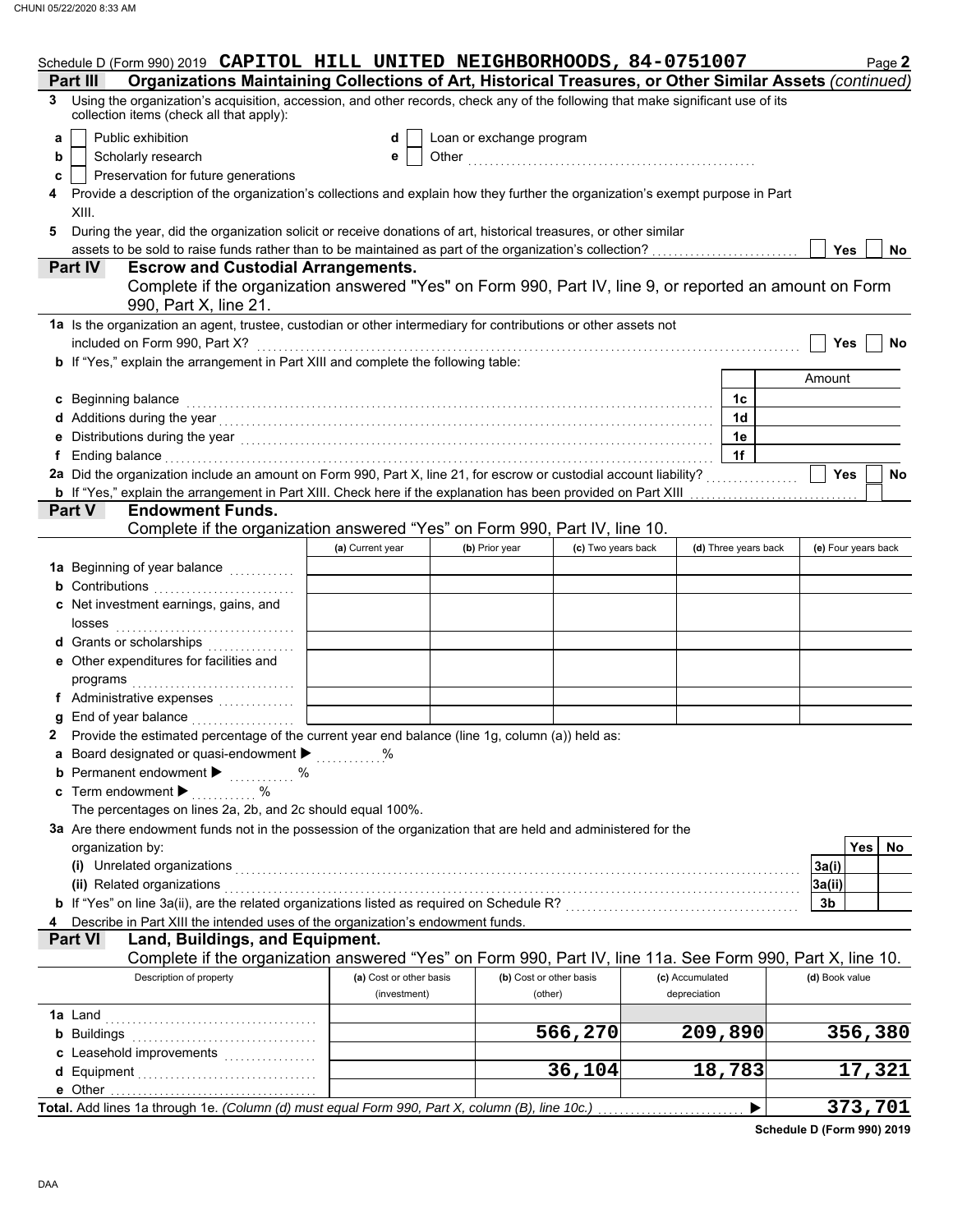Schedule D (Form 990) 2019 **CAPITOL HILL UNITED NEIGHBORHOODS, 84-0751007** Page **2**

**Part III** **Organizations Maintaining Collections of Art, Historical Treasures, or Other Similar Assets** *(continued)*

**3** Using the organization's acquisition, accession, and other records, check any of the following that make significant use of its collection items (check all that apply):

- **a** ☐ Public exhibition
- **b** ☐ Scholarly research
- **c** ☐ Preservation for future generations
- **d** ☐ Loan or exchange program
- **e** ☐ Other ..................................................

**4** Provide a description of the organization's collections and explain how they further the organization's exempt purpose in Part XIII.

**5** During the year, did the organization solicit or receive donations of art, historical treasures, or other similar assets to be sold to raise funds rather than to be maintained as part of the organization's collection? ☐ Yes ☐ No

**Part IV** **Escrow and Custodial Arrangements.**

Complete if the organization answered "Yes" on Form 990, Part IV, line 9, or reported an amount on Form 990, Part X, line 21.

**1a** Is the organization an agent, trustee, custodian or other intermediary for contributions or other assets not included on Form 990, Part X? ☐ Yes ☐ No

**b** If "Yes," explain the arrangement in Part XIII and complete the following table:

| | | Amount |
|---|---|---|
| **c** Beginning balance | **1c** | |
| **d** Additions during the year | **1d** | |
| **e** Distributions during the year | **1e** | |
| **f** Ending balance | **1f** | |

**2a** Did the organization include an amount on Form 990, Part X, line 21, for escrow or custodial account liability? ☐ Yes ☐ No

**b** If "Yes," explain the arrangement in Part XIII. Check here if the explanation has been provided on Part XIII ☐

**Part V** **Endowment Funds.**

Complete if the organization answered "Yes" on Form 990, Part IV, line 10.

| | (a) Current year | (b) Prior year | (c) Two years back | (d) Three years back | (e) Four years back |
|---|---|---|---|---|---|
| **1a** Beginning of year balance | | | | | |
| **b** Contributions | | | | | |
| **c** Net investment earnings, gains, and losses | | | | | |
| **d** Grants or scholarships | | | | | |
| **e** Other expenditures for facilities and programs | | | | | |
| **f** Administrative expenses | | | | | |
| **g** End of year balance | | | | | |

**2** Provide the estimated percentage of the current year end balance (line 1g, column (a)) held as:

- **a** Board designated or quasi-endowment ▶ ............ %
- **b** Permanent endowment ▶ ............ %
- **c** Term endowment ▶ ............ %

The percentages on lines 2a, 2b, and 2c should equal 100%.

**3a** Are there endowment funds not in the possession of the organization that are held and administered for the organization by:

| | | Yes | No |
|---|---|---|---|
| **(i)** Unrelated organizations | **3a(i)** | | |
| **(ii)** Related organizations | **3a(ii)** | | |
| **b** If "Yes" on line 3a(ii), are the related organizations listed as required on Schedule R? | **3b** | | |

**4** Describe in Part XIII the intended uses of the organization's endowment funds.

**Part VI** **Land, Buildings, and Equipment.**

Complete if the organization answered "Yes" on Form 990, Part IV, line 11a. See Form 990, Part X, line 10.

| Description of property | (a) Cost or other basis (investment) | (b) Cost or other basis (other) | (c) Accumulated depreciation | (d) Book value |
|---|---|---|---|---|
| **1a** Land | | | | |
| **b** Buildings | | 566,270 | 209,890 | 356,380 |
| **c** Leasehold improvements | | | | |
| **d** Equipment | | 36,104 | 18,783 | 17,321 |
| **e** Other | | | | |
| **Total.** Add lines 1a through 1e. *(Column (d) must equal Form 990, Part X, column (B), line 10c.)* | | | ▶ | 373,701 |

**Schedule D (Form 990) 2019**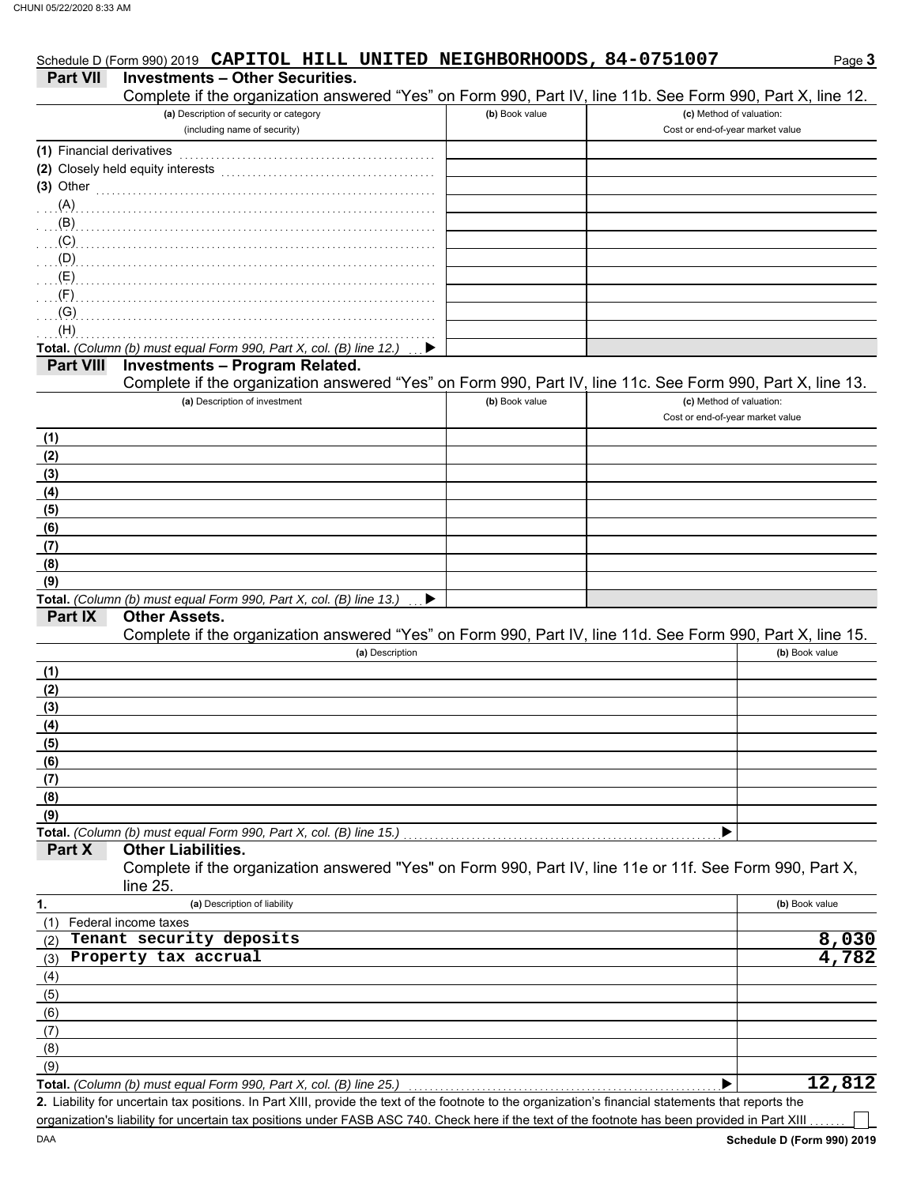Schedule D (Form 990) 2019 **CAPITOL HILL UNITED NEIGHBORHOODS, 84-0751007** Page **3**

## Part VII Investments – Other Securities.

Complete if the organization answered "Yes" on Form 990, Part IV, line 11b. See Form 990, Part X, line 12.

| (a) Description of security or category (including name of security) | (b) Book value | (c) Method of valuation: Cost or end-of-year market value |
|---|---|---|
| (1) Financial derivatives | | |
| (2) Closely held equity interests | | |
| (3) Other | | |
| (A) | | |
| (B) | | |
| (C) | | |
| (D) | | |
| (E) | | |
| (F) | | |
| (G) | | |
| (H) | | |
| **Total.** *(Column (b) must equal Form 990, Part X, col. (B) line 12.)* ▶ | | |

## Part VIII Investments – Program Related.

Complete if the organization answered "Yes" on Form 990, Part IV, line 11c. See Form 990, Part X, line 13.

| (a) Description of investment | (b) Book value | (c) Method of valuation: Cost or end-of-year market value |
|---|---|---|
| (1) | | |
| (2) | | |
| (3) | | |
| (4) | | |
| (5) | | |
| (6) | | |
| (7) | | |
| (8) | | |
| (9) | | |
| **Total.** *(Column (b) must equal Form 990, Part X, col. (B) line 13.)* ▶ | | |

## Part IX Other Assets.

Complete if the organization answered "Yes" on Form 990, Part IV, line 11d. See Form 990, Part X, line 15.

| (a) Description | (b) Book value |
|---|---|
| (1) | |
| (2) | |
| (3) | |
| (4) | |
| (5) | |
| (6) | |
| (7) | |
| (8) | |
| (9) | |
| **Total.** *(Column (b) must equal Form 990, Part X, col. (B) line 15.)* ▶ | |

## Part X Other Liabilities.

Complete if the organization answered "Yes" on Form 990, Part IV, line 11e or 11f. See Form 990, Part X, line 25.

| 1. (a) Description of liability | (b) Book value |
|---|---|
| (1) Federal income taxes | |
| (2) Tenant security deposits | 8,030 |
| (3) Property tax accrual | 4,782 |
| (4) | |
| (5) | |
| (6) | |
| (7) | |
| (8) | |
| (9) | |
| **Total.** *(Column (b) must equal Form 990, Part X, col. (B) line 25.)* ▶ | 12,812 |

**2.** Liability for uncertain tax positions. In Part XIII, provide the text of the footnote to the organization's financial statements that reports the organization's liability for uncertain tax positions under FASB ASC 740. Check here if the text of the footnote has been provided in Part XIII ☐

DAA **Schedule D (Form 990) 2019**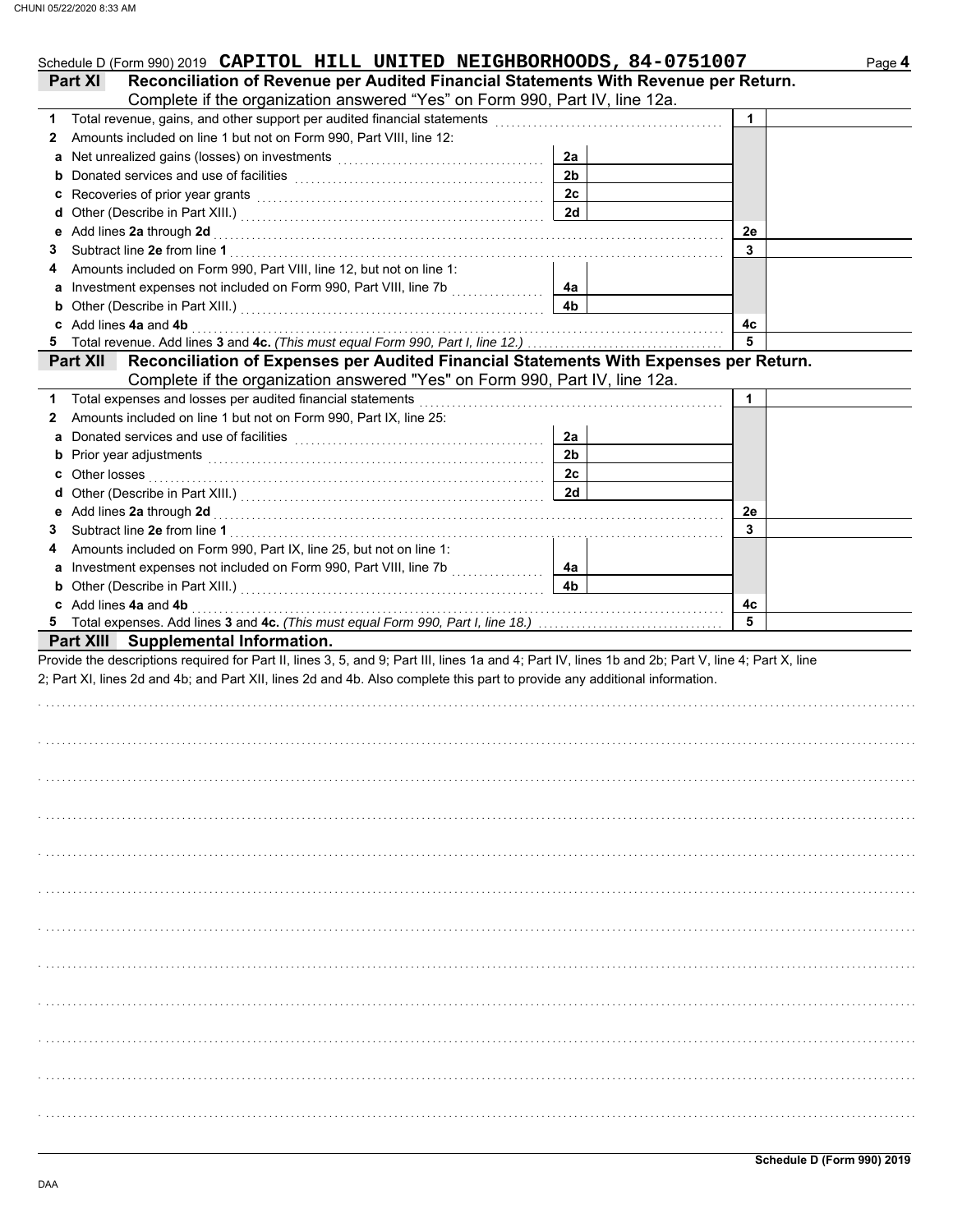Schedule D (Form 990) 2019 **CAPITOL HILL UNITED NEIGHBORHOODS, 84-0751007** Page **4**

## Part XI Reconciliation of Revenue per Audited Financial Statements With Revenue per Return.

Complete if the organization answered "Yes" on Form 990, Part IV, line 12a.

| | | | | | |
|---|---|---|---|---|---|
| **1** | Total revenue, gains, and other support per audited financial statements | | | 1 | |
| **2** | Amounts included on line 1 but not on Form 990, Part VIII, line 12: | | | | |
| **a** | Net unrealized gains (losses) on investments | 2a | | | |
| **b** | Donated services and use of facilities | 2b | | | |
| **c** | Recoveries of prior year grants | 2c | | | |
| **d** | Other (Describe in Part XIII.) | 2d | | | |
| **e** | Add lines **2a** through **2d** | | | 2e | |
| **3** | Subtract line **2e** from line **1** | | | 3 | |
| **4** | Amounts included on Form 990, Part VIII, line 12, but not on line 1: | | | | |
| **a** | Investment expenses not included on Form 990, Part VIII, line 7b | 4a | | | |
| **b** | Other (Describe in Part XIII.) | 4b | | | |
| **c** | Add lines **4a** and **4b** | | | 4c | |
| **5** | Total revenue. Add lines **3** and **4c.** *(This must equal Form 990, Part I, line 12.)* | | | 5 | |

## Part XII Reconciliation of Expenses per Audited Financial Statements With Expenses per Return.

Complete if the organization answered "Yes" on Form 990, Part IV, line 12a.

| | | | | | |
|---|---|---|---|---|---|
| **1** | Total expenses and losses per audited financial statements | | | 1 | |
| **2** | Amounts included on line 1 but not on Form 990, Part IX, line 25: | | | | |
| **a** | Donated services and use of facilities | 2a | | | |
| **b** | Prior year adjustments | 2b | | | |
| **c** | Other losses | 2c | | | |
| **d** | Other (Describe in Part XIII.) | 2d | | | |
| **e** | Add lines **2a** through **2d** | | | 2e | |
| **3** | Subtract line **2e** from line **1** | | | 3 | |
| **4** | Amounts included on Form 990, Part IX, line 25, but not on line 1: | | | | |
| **a** | Investment expenses not included on Form 990, Part VIII, line 7b | 4a | | | |
| **b** | Other (Describe in Part XIII.) | 4b | | | |
| **c** | Add lines **4a** and **4b** | | | 4c | |
| **5** | Total expenses. Add lines **3** and **4c.** *(This must equal Form 990, Part I, line 18.)* | | | 5 | |

## Part XIII Supplemental Information.

Provide the descriptions required for Part II, lines 3, 5, and 9; Part III, lines 1a and 4; Part IV, lines 1b and 2b; Part V, line 4; Part X, line 2; Part XI, lines 2d and 4b; and Part XII, lines 2d and 4b. Also complete this part to provide any additional information.

**Schedule D (Form 990) 2019**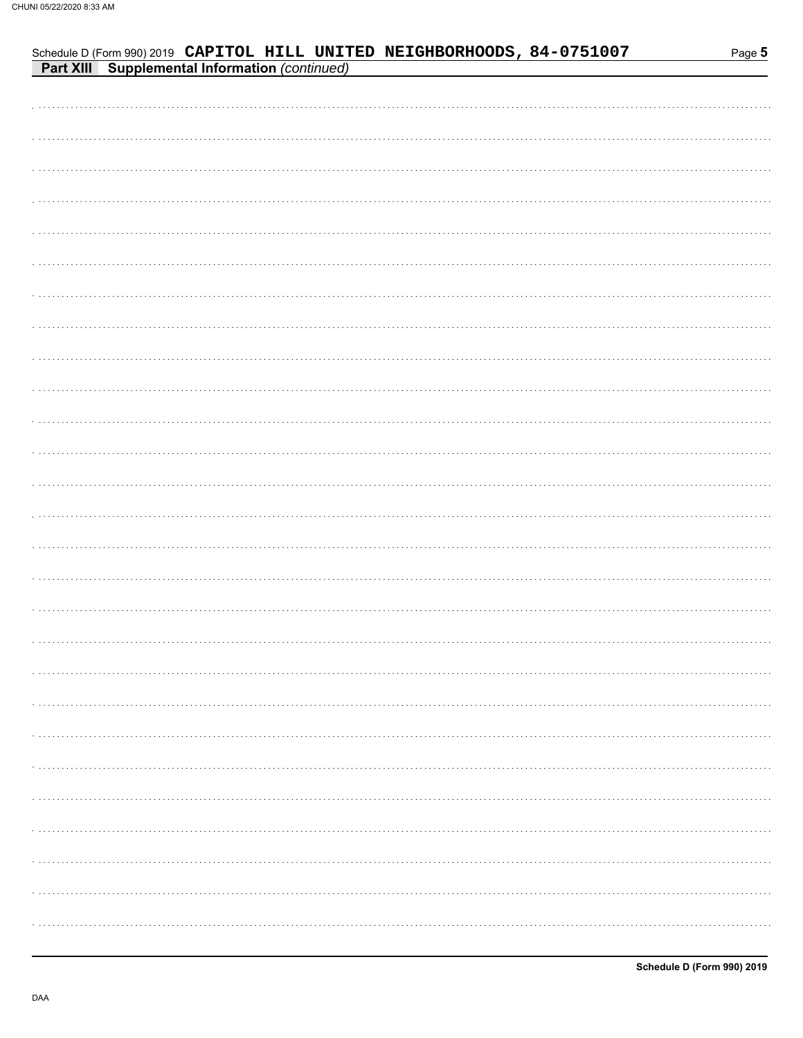Schedule D (Form 990) 2019 CAPITOL HILL UNITED NEIGHBORHOODS, 84-0751007

**Part XIII Supplemental Information** *(continued)*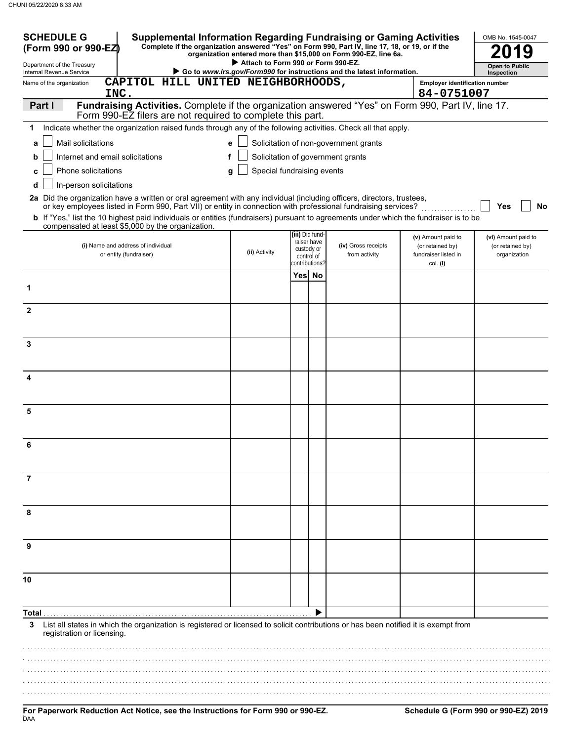**SCHEDULE G (Form 990 or 990-EZ)**

Department of the Treasury
Internal Revenue Service

# Supplemental Information Regarding Fundraising or Gaming Activities

**Complete if the organization answered "Yes" on Form 990, Part IV, line 17, 18, or 19, or if the organization entered more than $15,000 on Form 990-EZ, line 6a.**

▶ **Attach to Form 990 or Form 990-EZ.**

▶ **Go to *www.irs.gov/Form990* for instructions and the latest information.**

OMB No. 1545-0047

**2019**

**Open to Public Inspection**

Name of the organization: **CAPITOL HILL UNITED NEIGHBORHOODS, INC.**

Employer identification number: **84-0751007**

## Part I Fundraising Activities. Complete if the organization answered "Yes" on Form 990, Part IV, line 17. Form 990-EZ filers are not required to complete this part.

**1** Indicate whether the organization raised funds through any of the following activities. Check all that apply.

- **a** ☐ Mail solicitations
- **b** ☐ Internet and email solicitations
- **c** ☐ Phone solicitations
- **d** ☐ In-person solicitations
- **e** ☐ Solicitation of non-government grants
- **f** ☐ Solicitation of government grants
- **g** ☐ Special fundraising events

**2a** Did the organization have a written or oral agreement with any individual (including officers, directors, trustees, or key employees listed in Form 990, Part VII) or entity in connection with professional fundraising services? ☐ **Yes** ☐ **No**

**b** If "Yes," list the 10 highest paid individuals or entities (fundraisers) pursuant to agreements under which the fundraiser is to be compensated at least $5,000 by the organization.

| | (i) Name and address of individual or entity (fundraiser) | (ii) Activity | (iii) Did fund-raiser have custody or control of contributions? Yes | No | (iv) Gross receipts from activity | (v) Amount paid to (or retained by) fundraiser listed in col. (i) | (vi) Amount paid to (or retained by) organization |
|---|---|---|---|---|---|---|---|
| 1 | | | | | | | |
| 2 | | | | | | | |
| 3 | | | | | | | |
| 4 | | | | | | | |
| 5 | | | | | | | |
| 6 | | | | | | | |
| 7 | | | | | | | |
| 8 | | | | | | | |
| 9 | | | | | | | |
| 10 | | | | | | | |
| **Total** | | | | ▶ | | | |

**3** List all states in which the organization is registered or licensed to solicit contributions or has been notified it is exempt from registration or licensing.

**For Paperwork Reduction Act Notice, see the Instructions for Form 990 or 990-EZ.**

**Schedule G (Form 990 or 990-EZ) 2019**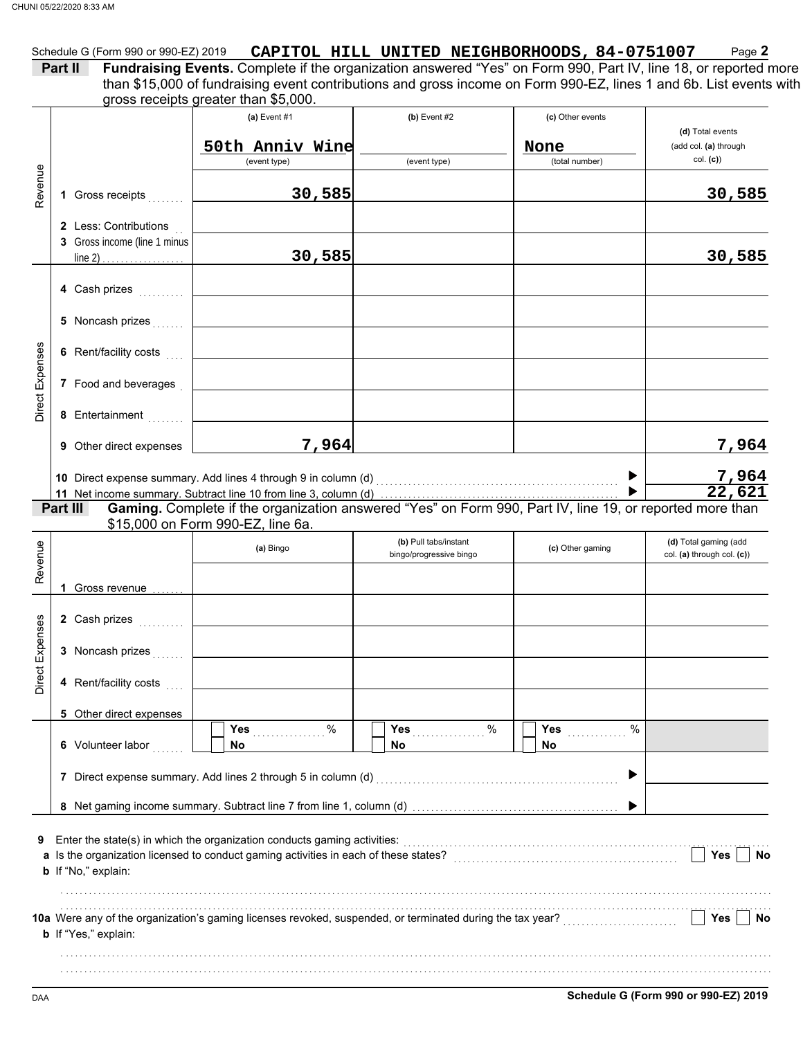Schedule G (Form 990 or 990-EZ) 2019 **CAPITOL HILL UNITED NEIGHBORHOODS, 84-0751007** Page **2**

**Part II** **Fundraising Events.** Complete if the organization answered "Yes" on Form 990, Part IV, line 18, or reported more than $15,000 of fundraising event contributions and gross income on Form 990-EZ, lines 1 and 6b. List events with gross receipts greater than $5,000.

| | | (a) Event #1 | (b) Event #2 | (c) Other events | (d) Total events (add col. (a) through col. (c)) |
|---|---|---|---|---|---|
| | | 50th Anniv Wine (event type) | (event type) | None (total number) | |
| Revenue | 1 Gross receipts | 30,585 | | | 30,585 |
| | 2 Less: Contributions | | | | |
| | 3 Gross income (line 1 minus line 2) | 30,585 | | | 30,585 |
| Direct Expenses | 4 Cash prizes | | | | |
| | 5 Noncash prizes | | | | |
| | 6 Rent/facility costs | | | | |
| | 7 Food and beverages | | | | |
| | 8 Entertainment | | | | |
| | 9 Other direct expenses | 7,964 | | | 7,964 |
| | 10 Direct expense summary. Add lines 4 through 9 in column (d) | | | ▶ | 7,964 |
| | 11 Net income summary. Subtract line 10 from line 3, column (d) | | | ▶ | 22,621 |

**Part III** **Gaming.** Complete if the organization answered "Yes" on Form 990, Part IV, line 19, or reported more than $15,000 on Form 990-EZ, line 6a.

| | | (a) Bingo | (b) Pull tabs/instant bingo/progressive bingo | (c) Other gaming | (d) Total gaming (add col. (a) through col. (c)) |
|---|---|---|---|---|---|
| Revenue | 1 Gross revenue | | | | |
| Direct Expenses | 2 Cash prizes | | | | |
| | 3 Noncash prizes | | | | |
| | 4 Rent/facility costs | | | | |
| | 5 Other direct expenses | | | | |
| | 6 Volunteer labor | ☐ Yes ____ % ☐ No | ☐ Yes ____ % ☐ No | ☐ Yes ____ % ☐ No | |
| | 7 Direct expense summary. Add lines 2 through 5 in column (d) | | | ▶ | |
| | 8 Net gaming income summary. Subtract line 7 from line 1, column (d) | | | ▶ | |

**9** Enter the state(s) in which the organization conducts gaming activities:

**a** Is the organization licensed to conduct gaming activities in each of these states? ☐ Yes ☐ No

**b** If "No," explain:

**10a** Were any of the organization's gaming licenses revoked, suspended, or terminated during the tax year? ☐ Yes ☐ No

**b** If "Yes," explain:

DAA **Schedule G (Form 990 or 990-EZ) 2019**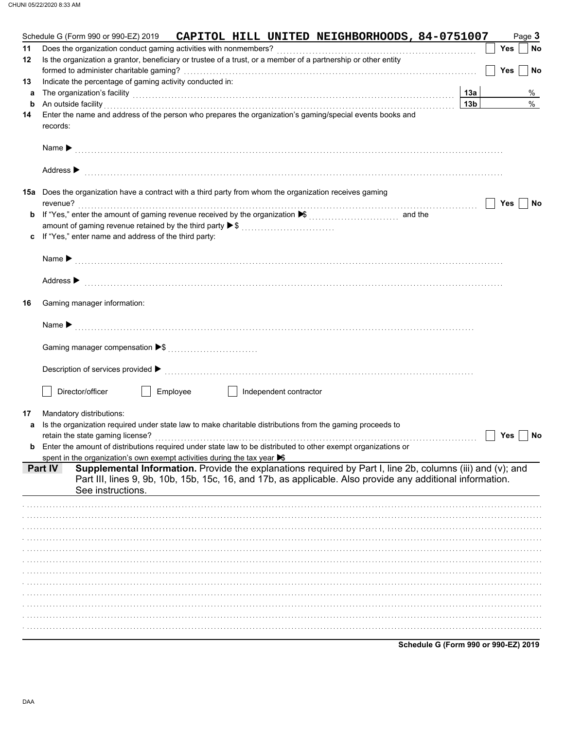Schedule G (Form 990 or 990-EZ) 2019 **CAPITOL HILL UNITED NEIGHBORHOODS, 84-0751007** Page **3**

**11** Does the organization conduct gaming activities with nonmembers? ☐ Yes ☐ No

**12** Is the organization a grantor, beneficiary or trustee of a trust, or a member of a partnership or other entity formed to administer charitable gaming? ☐ Yes ☐ No

**13** Indicate the percentage of gaming activity conducted in:

**a** The organization's facility **13a** %

**b** An outside facility **13b** %

**14** Enter the name and address of the person who prepares the organization's gaming/special events books and records:

Name ▶

Address ▶

**15a** Does the organization have a contract with a third party from whom the organization receives gaming revenue? ☐ Yes ☐ No

**b** If "Yes," enter the amount of gaming revenue received by the organization ▶$ and the amount of gaming revenue retained by the third party ▶$

**c** If "Yes," enter name and address of the third party:

Name ▶

Address ▶

**16** Gaming manager information:

Name ▶

Gaming manager compensation ▶$

Description of services provided ▶

☐ Director/officer ☐ Employee ☐ Independent contractor

**17** Mandatory distributions:

**a** Is the organization required under state law to make charitable distributions from the gaming proceeds to retain the state gaming license? ☐ Yes ☐ No

**b** Enter the amount of distributions required under state law to be distributed to other exempt organizations or spent in the organization's own exempt activities during the tax year ▶$

**Part IV** **Supplemental Information.** Provide the explanations required by Part I, line 2b, columns (iii) and (v); and Part III, lines 9, 9b, 10b, 15b, 15c, 16, and 17b, as applicable. Also provide any additional information. See instructions.

**Schedule G (Form 990 or 990-EZ) 2019**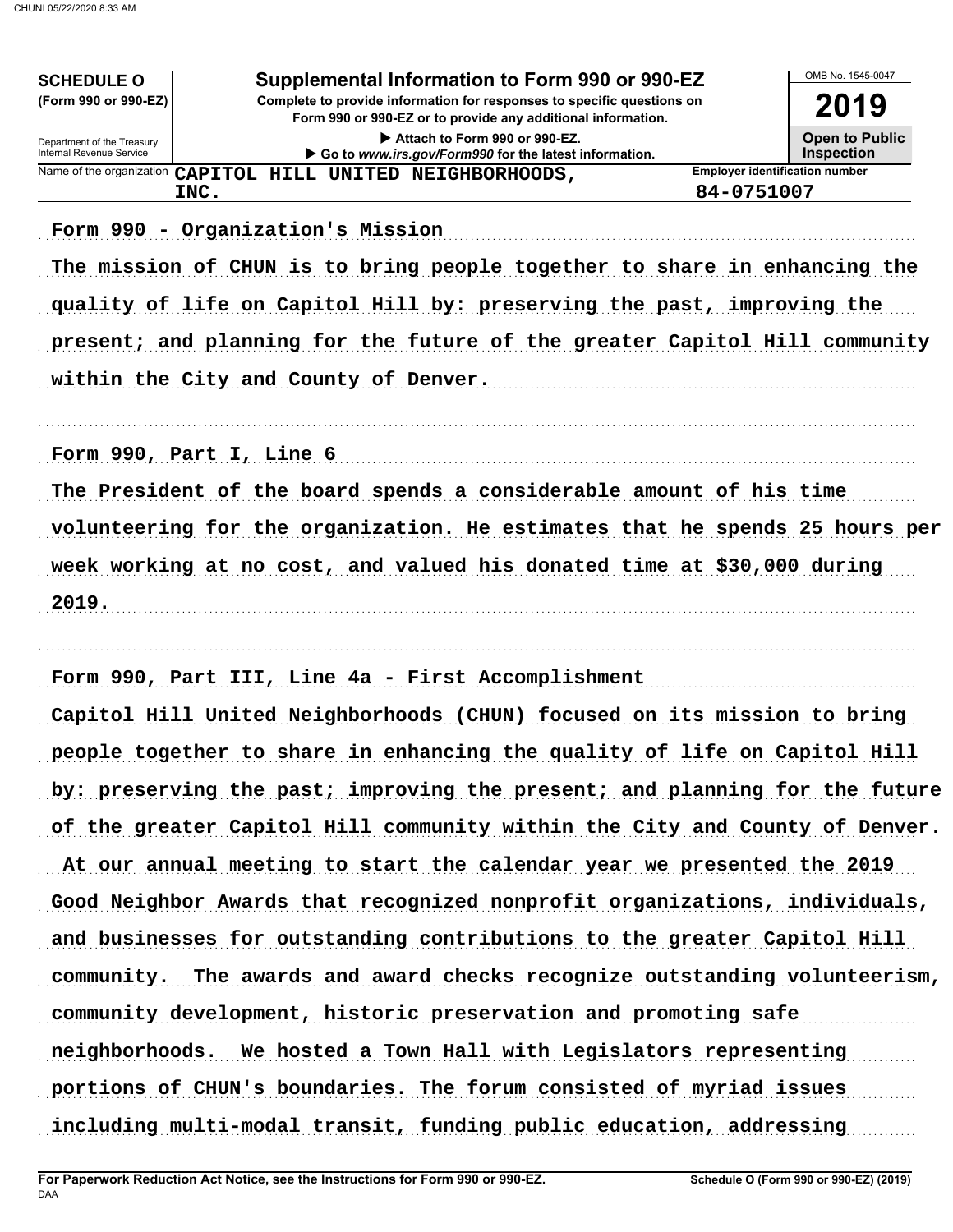**SCHEDULE O** (Form 990 or 990-EZ)

Department of the Treasury
Internal Revenue Service

# Supplemental Information to Form 990 or 990-EZ

**Complete to provide information for responses to specific questions on Form 990 or 990-EZ or to provide any additional information.**

▶ Attach to Form 990 or 990-EZ.

▶ Go to *www.irs.gov/Form990* for the latest information.

OMB No. 1545-0047

**2019**

**Open to Public Inspection**

| Name of the organization | Employer identification number |
|---|---|
| CAPITOL HILL UNITED NEIGHBORHOODS, INC. | 84-0751007 |

Form 990 - Organization's Mission

The mission of CHUN is to bring people together to share in enhancing the quality of life on Capitol Hill by: preserving the past, improving the present; and planning for the future of the greater Capitol Hill community within the City and County of Denver.

Form 990, Part I, Line 6

The President of the board spends a considerable amount of his time volunteering for the organization. He estimates that he spends 25 hours per week working at no cost, and valued his donated time at $30,000 during 2019.

Form 990, Part III, Line 4a - First Accomplishment

Capitol Hill United Neighborhoods (CHUN) focused on its mission to bring people together to share in enhancing the quality of life on Capitol Hill by: preserving the past; improving the present; and planning for the future of the greater Capitol Hill community within the City and County of Denver. At our annual meeting to start the calendar year we presented the 2019 Good Neighbor Awards that recognized nonprofit organizations, individuals, and businesses for outstanding contributions to the greater Capitol Hill community. The awards and award checks recognize outstanding volunteerism, community development, historic preservation and promoting safe neighborhoods. We hosted a Town Hall with Legislators representing portions of CHUN's boundaries. The forum consisted of myriad issues including multi-modal transit, funding public education, addressing

**For Paperwork Reduction Act Notice, see the Instructions for Form 990 or 990-EZ.**

**Schedule O (Form 990 or 990-EZ) (2019)**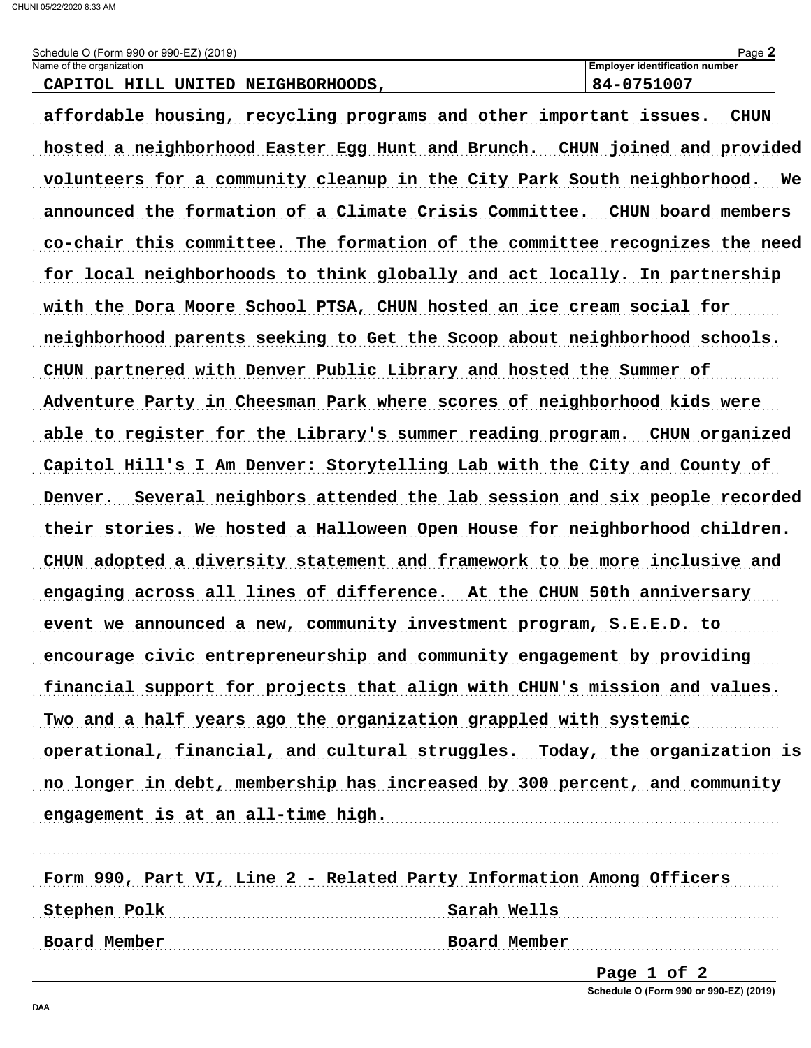Schedule O (Form 990 or 990-EZ) (2019)

| Name of the organization | Employer identification number |
|---|---|
| CAPITOL HILL UNITED NEIGHBORHOODS, | 84-0751007 |

affordable housing, recycling programs and other important issues. CHUN hosted a neighborhood Easter Egg Hunt and Brunch. CHUN joined and provided volunteers for a community cleanup in the City Park South neighborhood. We announced the formation of a Climate Crisis Committee. CHUN board members co-chair this committee. The formation of the committee recognizes the need for local neighborhoods to think globally and act locally. In partnership with the Dora Moore School PTSA, CHUN hosted an ice cream social for neighborhood parents seeking to Get the Scoop about neighborhood schools. CHUN partnered with Denver Public Library and hosted the Summer of Adventure Party in Cheesman Park where scores of neighborhood kids were able to register for the Library's summer reading program. CHUN organized Capitol Hill's I Am Denver: Storytelling Lab with the City and County of Denver. Several neighbors attended the lab session and six people recorded their stories. We hosted a Halloween Open House for neighborhood children. CHUN adopted a diversity statement and framework to be more inclusive and engaging across all lines of difference. At the CHUN 50th anniversary event we announced a new, community investment program, S.E.E.D. to encourage civic entrepreneurship and community engagement by providing financial support for projects that align with CHUN's mission and values. Two and a half years ago the organization grappled with systemic operational, financial, and cultural struggles. Today, the organization is no longer in debt, membership has increased by 300 percent, and community engagement is at an all-time high.

Form 990, Part VI, Line 2 - Related Party Information Among Officers

| | |
|---|---|
| Stephen Polk | Sarah Wells |
| Board Member | Board Member |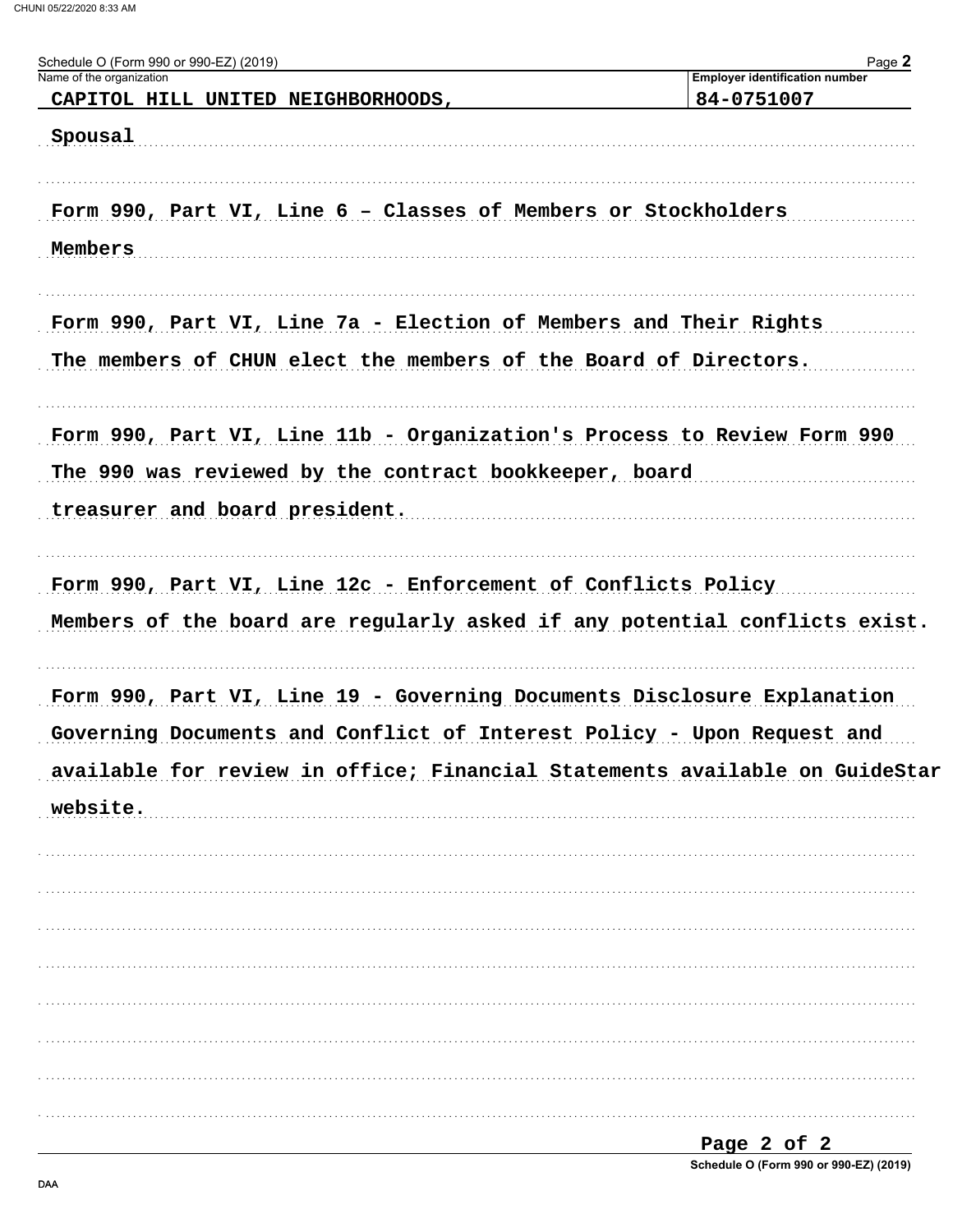Schedule O (Form 990 or 990-EZ) (2019)

| Name of the organization | Employer identification number |
| --- | --- |
| CAPITOL HILL UNITED NEIGHBORHOODS, | 84-0751007 |

Spousal

Form 990, Part VI, Line 6 – Classes of Members or Stockholders

Members

Form 990, Part VI, Line 7a - Election of Members and Their Rights

The members of CHUN elect the members of the Board of Directors.

Form 990, Part VI, Line 11b - Organization's Process to Review Form 990

The 990 was reviewed by the contract bookkeeper, board treasurer and board president.

Form 990, Part VI, Line 12c - Enforcement of Conflicts Policy

Members of the board are regularly asked if any potential conflicts exist.

Form 990, Part VI, Line 19 - Governing Documents Disclosure Explanation

Governing Documents and Conflict of Interest Policy - Upon Request and available for review in office; Financial Statements available on GuideStar website.

Schedule O (Form 990 or 990-EZ) (2019)